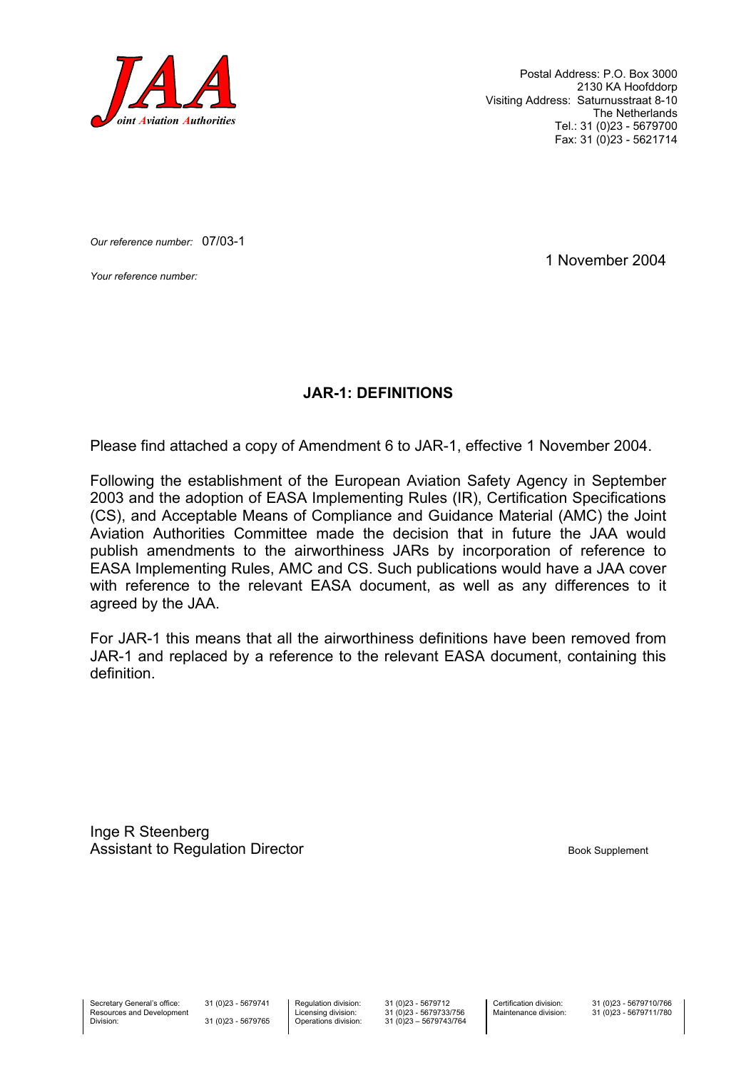**JAA**
*Joint Aviation Authorities*

Postal Address: P.O. Box 3000
2130 KA Hoofddorp
Visiting Address: Saturnusstraat 8-10
The Netherlands
Tel.: 31 (0)23 - 5679700
Fax: 31 (0)23 - 5621714

*Our reference number:* 07/03-1

*Your reference number:*

1 November 2004

**JAR-1: DEFINITIONS**

Please find attached a copy of Amendment 6 to JAR-1, effective 1 November 2004.

Following the establishment of the European Aviation Safety Agency in September 2003 and the adoption of EASA Implementing Rules (IR), Certification Specifications (CS), and Acceptable Means of Compliance and Guidance Material (AMC) the Joint Aviation Authorities Committee made the decision that in future the JAA would publish amendments to the airworthiness JARs by incorporation of reference to EASA Implementing Rules, AMC and CS. Such publications would have a JAA cover with reference to the relevant EASA document, as well as any differences to it agreed by the JAA.

For JAR-1 this means that all the airworthiness definitions have been removed from JAR-1 and replaced by a reference to the relevant EASA document, containing this definition.

Inge R Steenberg
Assistant to Regulation Director

Book Supplement

| | | | | | |
|---|---|---|---|---|---|
| Secretary General's office: | 31 (0)23 - 5679741 | Regulation division: | 31 (0)23 - 5679712 | Certification division: | 31 (0)23 - 5679710/766 |
| Resources and Development Division: | 31 (0)23 - 5679765 | Licensing division: | 31 (0)23 - 5679733/756 | Maintenance division: | 31 (0)23 - 5679711/780 |
| | | Operations division: | 31 (0)23 – 5679743/764 | | |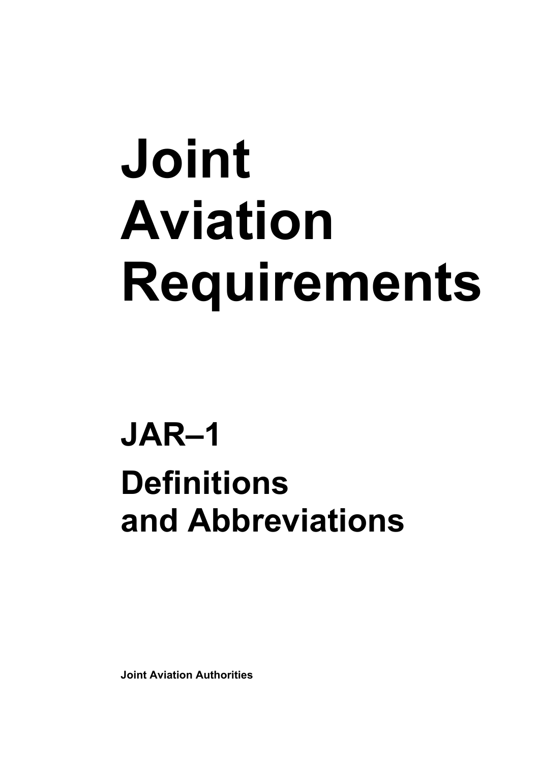# Joint Aviation Requirements

## JAR–1

## Definitions and Abbreviations

**Joint Aviation Authorities**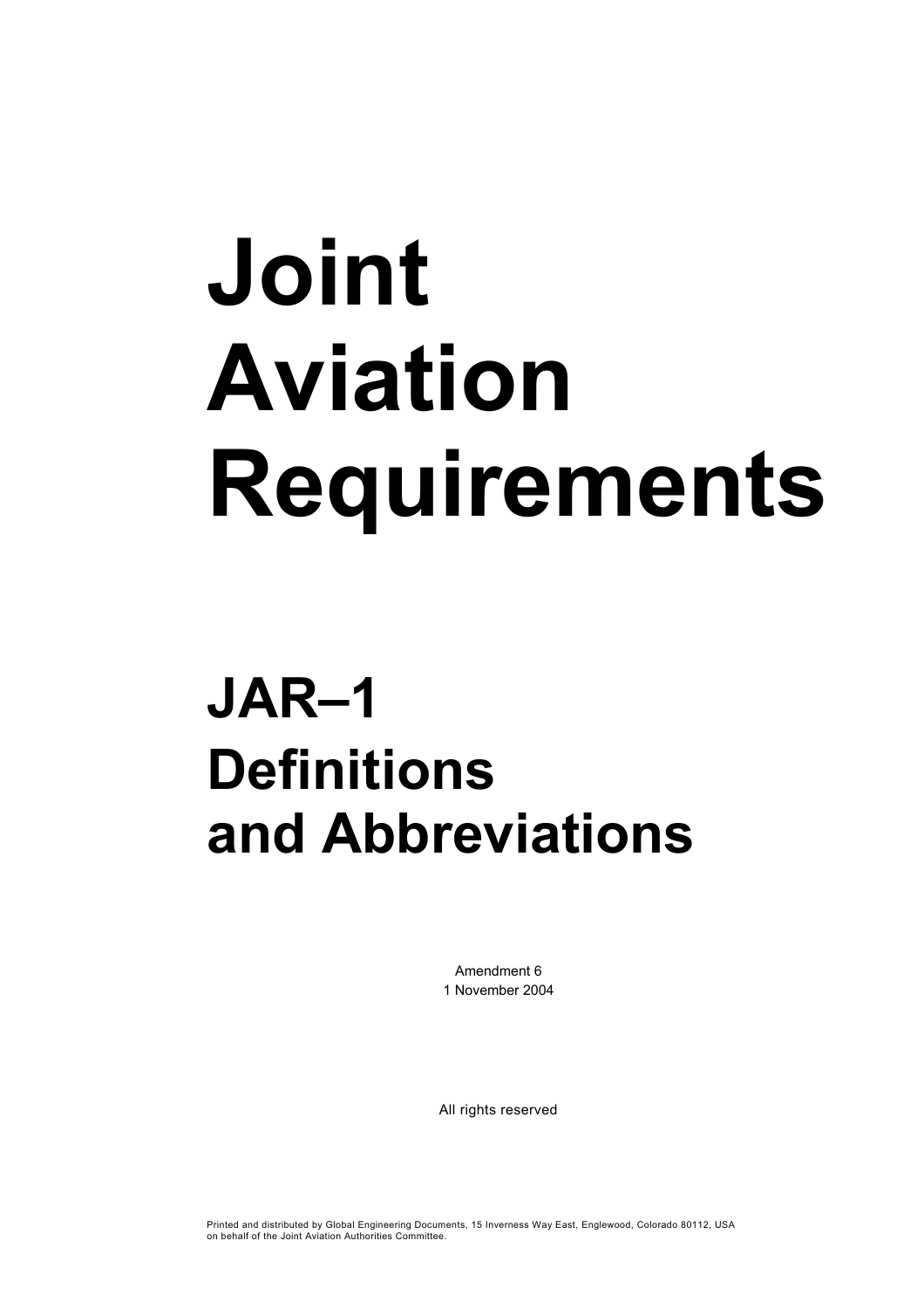# Joint Aviation Requirements

# JAR–1 Definitions and Abbreviations

Amendment 6
1 November 2004

All rights reserved

Printed and distributed by Global Engineering Documents, 15 Inverness Way East, Englewood, Colorado 80112, USA on behalf of the Joint Aviation Authorities Committee.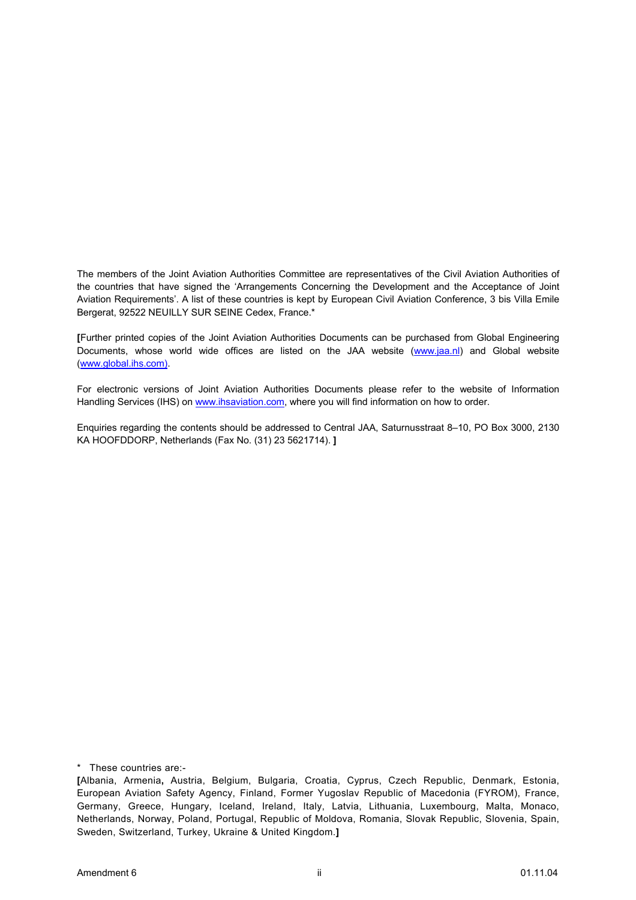The members of the Joint Aviation Authorities Committee are representatives of the Civil Aviation Authorities of the countries that have signed the 'Arrangements Concerning the Development and the Acceptance of Joint Aviation Requirements'. A list of these countries is kept by European Civil Aviation Conference, 3 bis Villa Emile Bergerat, 92522 NEUILLY SUR SEINE Cedex, France.*

**[**Further printed copies of the Joint Aviation Authorities Documents can be purchased from Global Engineering Documents, whose world wide offices are listed on the JAA website (www.jaa.nl) and Global website (www.global.ihs.com).

For electronic versions of Joint Aviation Authorities Documents please refer to the website of Information Handling Services (IHS) on www.ihsaviation.com, where you will find information on how to order.

Enquiries regarding the contents should be addressed to Central JAA, Saturnusstraat 8–10, PO Box 3000, 2130 KA HOOFDDORP, Netherlands (Fax No. (31) 23 5621714). **]**

\* These countries are:-

**[**Albania, Armenia**,** Austria, Belgium, Bulgaria, Croatia, Cyprus, Czech Republic, Denmark, Estonia, European Aviation Safety Agency, Finland, Former Yugoslav Republic of Macedonia (FYROM), France, Germany, Greece, Hungary, Iceland, Ireland, Italy, Latvia, Lithuania, Luxembourg, Malta, Monaco, Netherlands, Norway, Poland, Portugal, Republic of Moldova, Romania, Slovak Republic, Slovenia, Spain, Sweden, Switzerland, Turkey, Ukraine & United Kingdom.**]**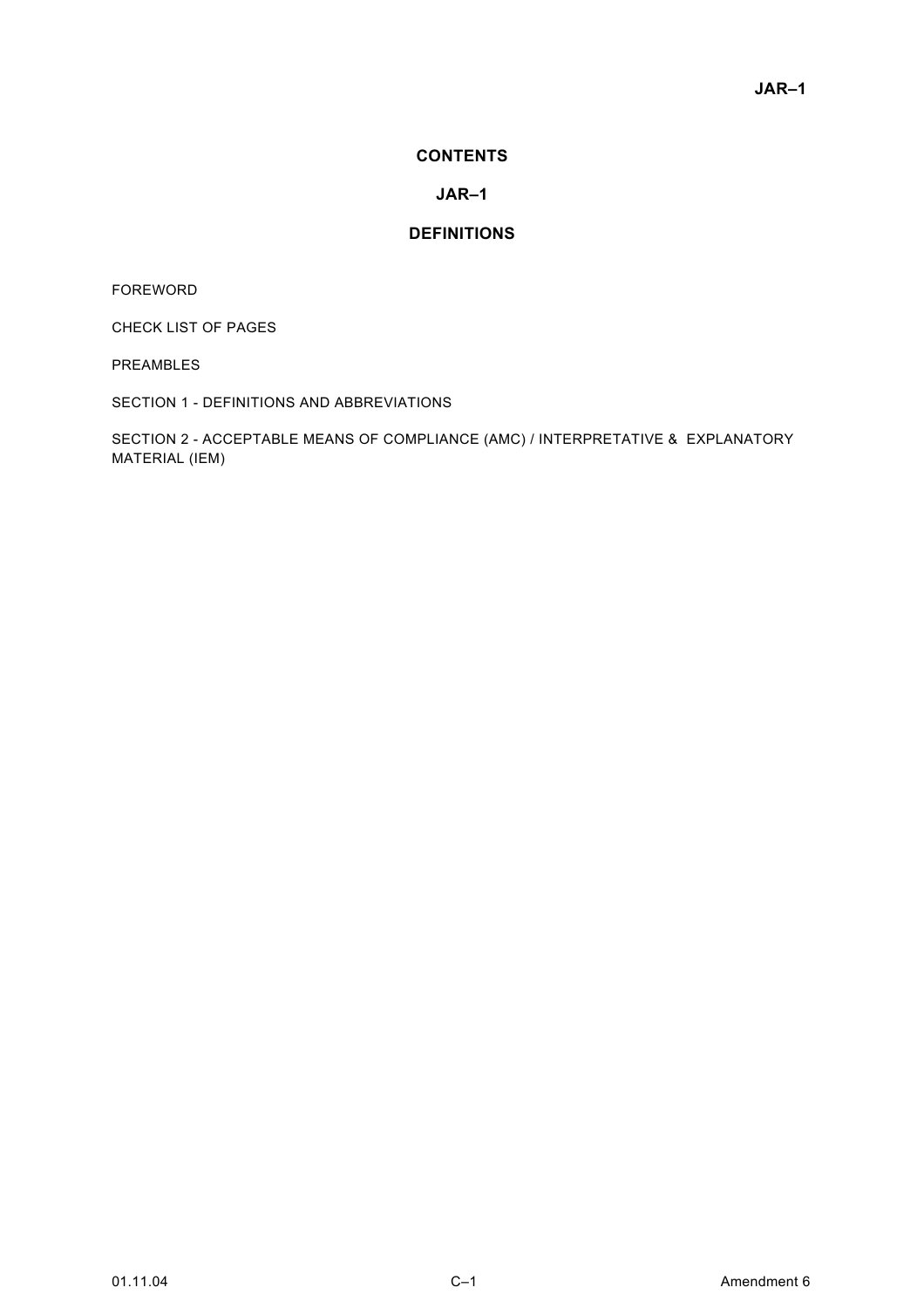# CONTENTS

## JAR–1

## DEFINITIONS

FOREWORD

CHECK LIST OF PAGES

PREAMBLES

SECTION 1 - DEFINITIONS AND ABBREVIATIONS

SECTION 2 - ACCEPTABLE MEANS OF COMPLIANCE (AMC) / INTERPRETATIVE & EXPLANATORY MATERIAL (IEM)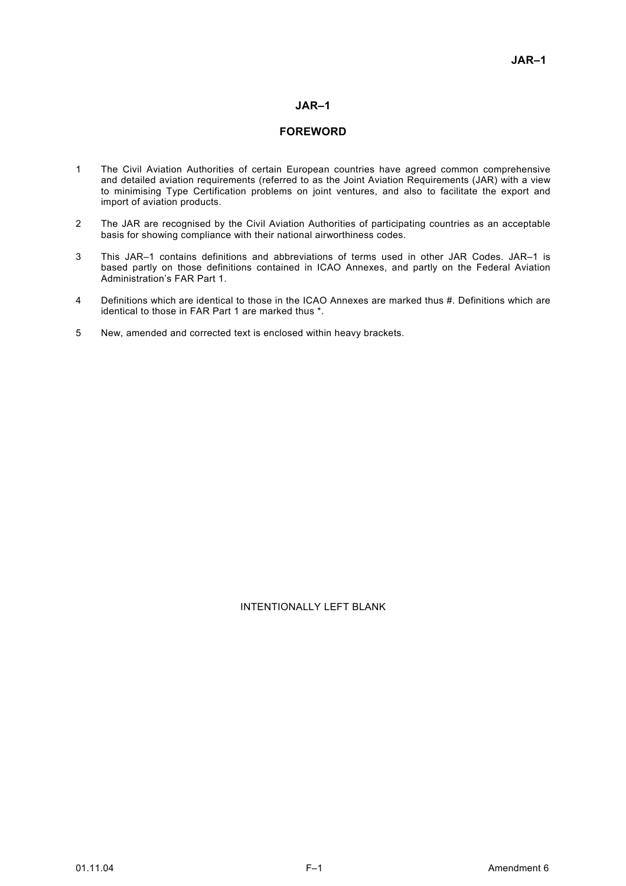# JAR–1

## FOREWORD

1. The Civil Aviation Authorities of certain European countries have agreed common comprehensive and detailed aviation requirements (referred to as the Joint Aviation Requirements (JAR) with a view to minimising Type Certification problems on joint ventures, and also to facilitate the export and import of aviation products.

2. The JAR are recognised by the Civil Aviation Authorities of participating countries as an acceptable basis for showing compliance with their national airworthiness codes.

3. This JAR–1 contains definitions and abbreviations of terms used in other JAR Codes. JAR–1 is based partly on those definitions contained in ICAO Annexes, and partly on the Federal Aviation Administration's FAR Part 1.

4. Definitions which are identical to those in the ICAO Annexes are marked thus #. Definitions which are identical to those in FAR Part 1 are marked thus *.

5. New, amended and corrected text is enclosed within heavy brackets.

INTENTIONALLY LEFT BLANK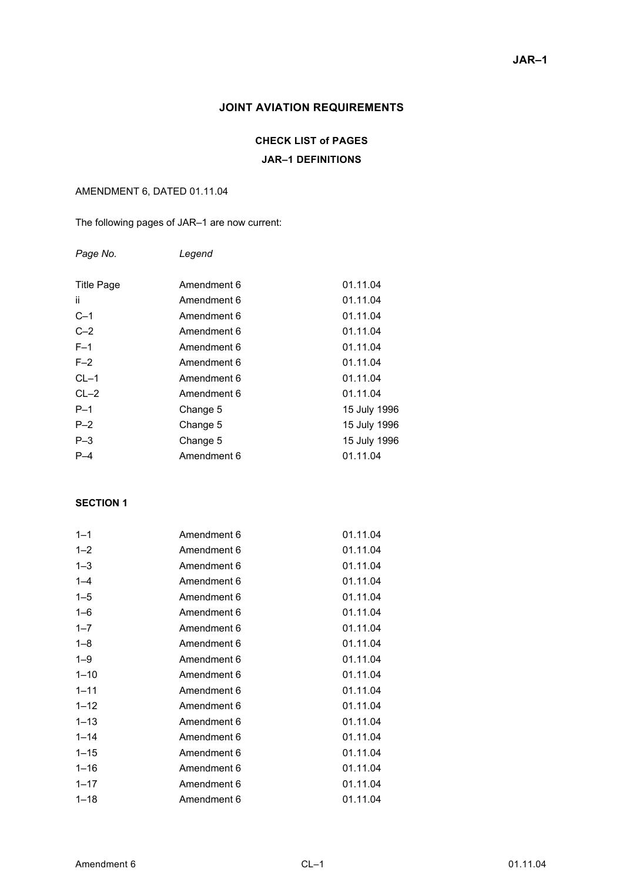# JOINT AVIATION REQUIREMENTS

## CHECK LIST of PAGES

## JAR–1 DEFINITIONS

AMENDMENT 6, DATED 01.11.04

The following pages of JAR–1 are now current:

| *Page No.* | *Legend* | |
|---|---|---|
| Title Page | Amendment 6 | 01.11.04 |
| ii | Amendment 6 | 01.11.04 |
| C–1 | Amendment 6 | 01.11.04 |
| C–2 | Amendment 6 | 01.11.04 |
| F–1 | Amendment 6 | 01.11.04 |
| F–2 | Amendment 6 | 01.11.04 |
| CL–1 | Amendment 6 | 01.11.04 |
| CL–2 | Amendment 6 | 01.11.04 |
| P–1 | Change 5 | 15 July 1996 |
| P–2 | Change 5 | 15 July 1996 |
| P–3 | Change 5 | 15 July 1996 |
| P–4 | Amendment 6 | 01.11.04 |

**SECTION 1**

| | | |
|---|---|---|
| 1–1 | Amendment 6 | 01.11.04 |
| 1–2 | Amendment 6 | 01.11.04 |
| 1–3 | Amendment 6 | 01.11.04 |
| 1–4 | Amendment 6 | 01.11.04 |
| 1–5 | Amendment 6 | 01.11.04 |
| 1–6 | Amendment 6 | 01.11.04 |
| 1–7 | Amendment 6 | 01.11.04 |
| 1–8 | Amendment 6 | 01.11.04 |
| 1–9 | Amendment 6 | 01.11.04 |
| 1–10 | Amendment 6 | 01.11.04 |
| 1–11 | Amendment 6 | 01.11.04 |
| 1–12 | Amendment 6 | 01.11.04 |
| 1–13 | Amendment 6 | 01.11.04 |
| 1–14 | Amendment 6 | 01.11.04 |
| 1–15 | Amendment 6 | 01.11.04 |
| 1–16 | Amendment 6 | 01.11.04 |
| 1–17 | Amendment 6 | 01.11.04 |
| 1–18 | Amendment 6 | 01.11.04 |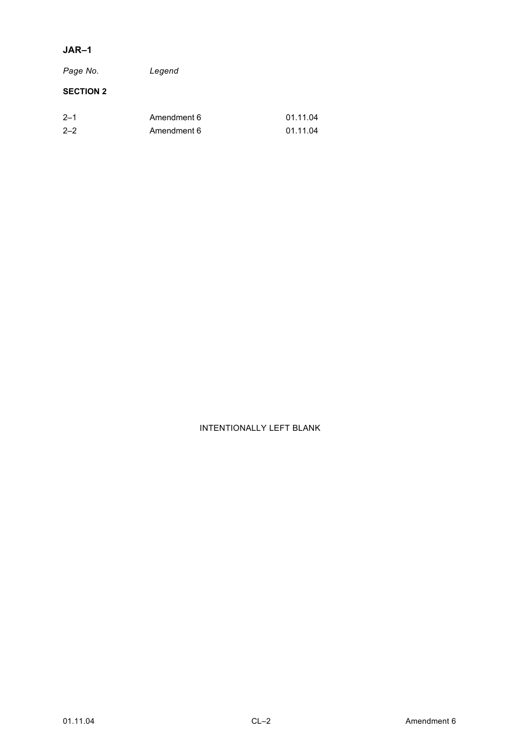## JAR–1

| *Page No.* | *Legend* | |
|---|---|---|
| **SECTION 2** | | |
| 2–1 | Amendment 6 | 01.11.04 |
| 2–2 | Amendment 6 | 01.11.04 |

INTENTIONALLY LEFT BLANK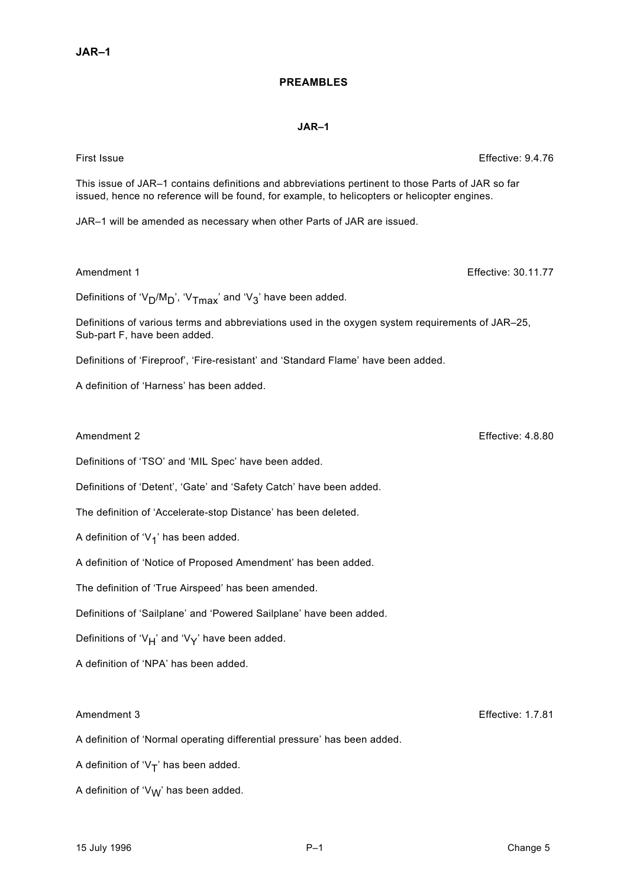# PREAMBLES

## JAR–1

First Issue Effective: 9.4.76

This issue of JAR–1 contains definitions and abbreviations pertinent to those Parts of JAR so far issued, hence no reference will be found, for example, to helicopters or helicopter engines.

JAR–1 will be amended as necessary when other Parts of JAR are issued.

Amendment 1 Effective: 30.11.77

Definitions of '$V_D/M_D$', '$V_{Tmax}$' and '$V_3$' have been added.

Definitions of various terms and abbreviations used in the oxygen system requirements of JAR–25, Sub-part F, have been added.

Definitions of 'Fireproof', 'Fire-resistant' and 'Standard Flame' have been added.

A definition of 'Harness' has been added.

Amendment 2 Effective: 4.8.80

Definitions of 'TSO' and 'MIL Spec' have been added.

Definitions of 'Detent', 'Gate' and 'Safety Catch' have been added.

The definition of 'Accelerate-stop Distance' has been deleted.

A definition of '$V_1$' has been added.

A definition of 'Notice of Proposed Amendment' has been added.

The definition of 'True Airspeed' has been amended.

Definitions of 'Sailplane' and 'Powered Sailplane' have been added.

Definitions of '$V_H$' and '$V_Y$' have been added.

A definition of 'NPA' has been added.

Amendment 3 Effective: 1.7.81

A definition of 'Normal operating differential pressure' has been added.

A definition of '$V_T$' has been added.

A definition of '$V_W$' has been added.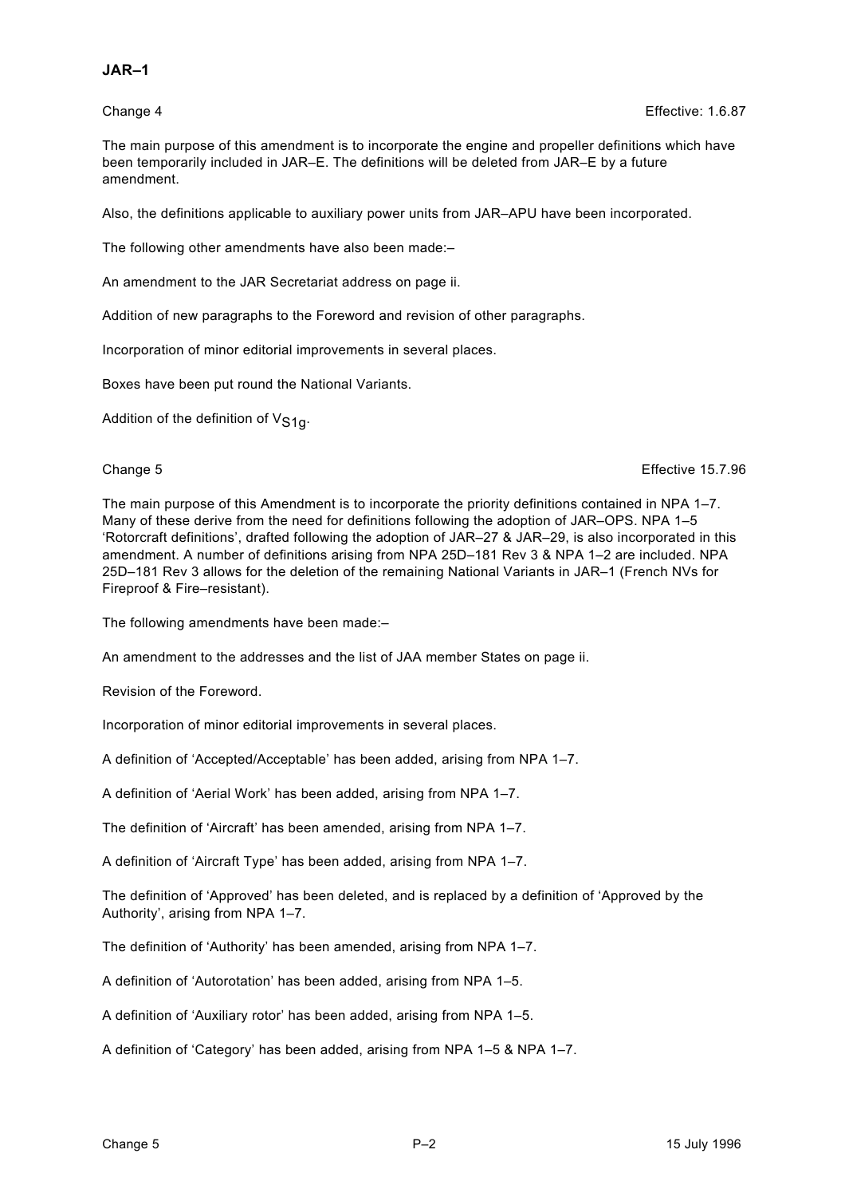Change 4 Effective: 1.6.87

The main purpose of this amendment is to incorporate the engine and propeller definitions which have been temporarily included in JAR–E. The definitions will be deleted from JAR–E by a future amendment.

Also, the definitions applicable to auxiliary power units from JAR–APU have been incorporated.

The following other amendments have also been made:–

An amendment to the JAR Secretariat address on page ii.

Addition of new paragraphs to the Foreword and revision of other paragraphs.

Incorporation of minor editorial improvements in several places.

Boxes have been put round the National Variants.

Addition of the definition of $V_{S1g}$.

Change 5 Effective 15.7.96

The main purpose of this Amendment is to incorporate the priority definitions contained in NPA 1–7. Many of these derive from the need for definitions following the adoption of JAR–OPS. NPA 1–5 'Rotorcraft definitions', drafted following the adoption of JAR–27 & JAR–29, is also incorporated in this amendment. A number of definitions arising from NPA 25D–181 Rev 3 & NPA 1–2 are included. NPA 25D–181 Rev 3 allows for the deletion of the remaining National Variants in JAR–1 (French NVs for Fireproof & Fire–resistant).

The following amendments have been made:–

An amendment to the addresses and the list of JAA member States on page ii.

Revision of the Foreword.

Incorporation of minor editorial improvements in several places.

A definition of 'Accepted/Acceptable' has been added, arising from NPA 1–7.

A definition of 'Aerial Work' has been added, arising from NPA 1–7.

The definition of 'Aircraft' has been amended, arising from NPA 1–7.

A definition of 'Aircraft Type' has been added, arising from NPA 1–7.

The definition of 'Approved' has been deleted, and is replaced by a definition of 'Approved by the Authority', arising from NPA 1–7.

The definition of 'Authority' has been amended, arising from NPA 1–7.

A definition of 'Autorotation' has been added, arising from NPA 1–5.

A definition of 'Auxiliary rotor' has been added, arising from NPA 1–5.

A definition of 'Category' has been added, arising from NPA 1–5 & NPA 1–7.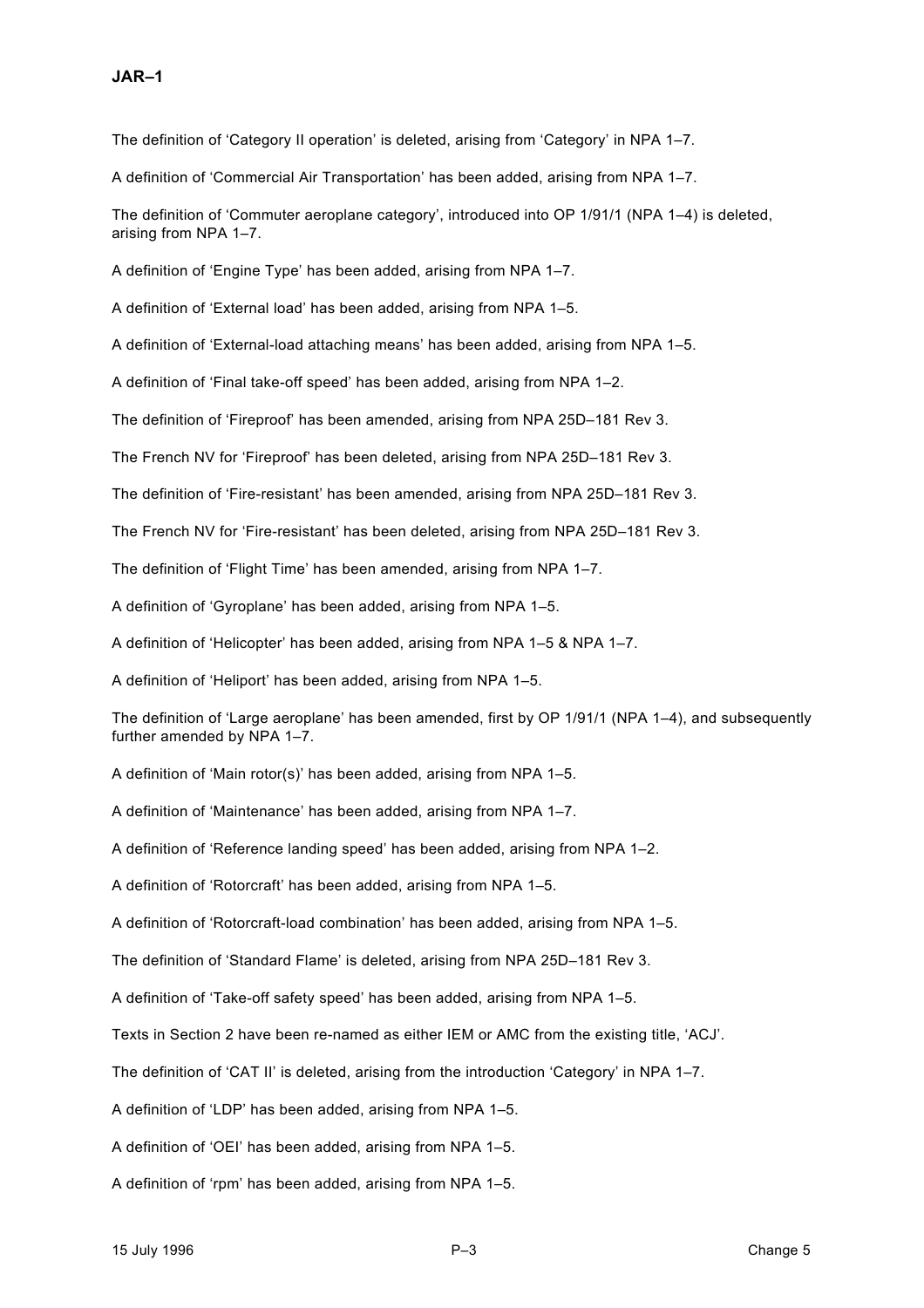The definition of 'Category II operation' is deleted, arising from 'Category' in NPA 1–7.

A definition of 'Commercial Air Transportation' has been added, arising from NPA 1–7.

The definition of 'Commuter aeroplane category', introduced into OP 1/91/1 (NPA 1–4) is deleted, arising from NPA 1–7.

A definition of 'Engine Type' has been added, arising from NPA 1–7.

A definition of 'External load' has been added, arising from NPA 1–5.

A definition of 'External-load attaching means' has been added, arising from NPA 1–5.

A definition of 'Final take-off speed' has been added, arising from NPA 1–2.

The definition of 'Fireproof' has been amended, arising from NPA 25D–181 Rev 3.

The French NV for 'Fireproof' has been deleted, arising from NPA 25D–181 Rev 3.

The definition of 'Fire-resistant' has been amended, arising from NPA 25D–181 Rev 3.

The French NV for 'Fire-resistant' has been deleted, arising from NPA 25D–181 Rev 3.

The definition of 'Flight Time' has been amended, arising from NPA 1–7.

A definition of 'Gyroplane' has been added, arising from NPA 1–5.

A definition of 'Helicopter' has been added, arising from NPA 1–5 & NPA 1–7.

A definition of 'Heliport' has been added, arising from NPA 1–5.

The definition of 'Large aeroplane' has been amended, first by OP 1/91/1 (NPA 1–4), and subsequently further amended by NPA 1–7.

A definition of 'Main rotor(s)' has been added, arising from NPA 1–5.

A definition of 'Maintenance' has been added, arising from NPA 1–7.

A definition of 'Reference landing speed' has been added, arising from NPA 1–2.

A definition of 'Rotorcraft' has been added, arising from NPA 1–5.

A definition of 'Rotorcraft-load combination' has been added, arising from NPA 1–5.

The definition of 'Standard Flame' is deleted, arising from NPA 25D–181 Rev 3.

A definition of 'Take-off safety speed' has been added, arising from NPA 1–5.

Texts in Section 2 have been re-named as either IEM or AMC from the existing title, 'ACJ'.

The definition of 'CAT II' is deleted, arising from the introduction 'Category' in NPA 1–7.

A definition of 'LDP' has been added, arising from NPA 1–5.

A definition of 'OEI' has been added, arising from NPA 1–5.

A definition of 'rpm' has been added, arising from NPA 1–5.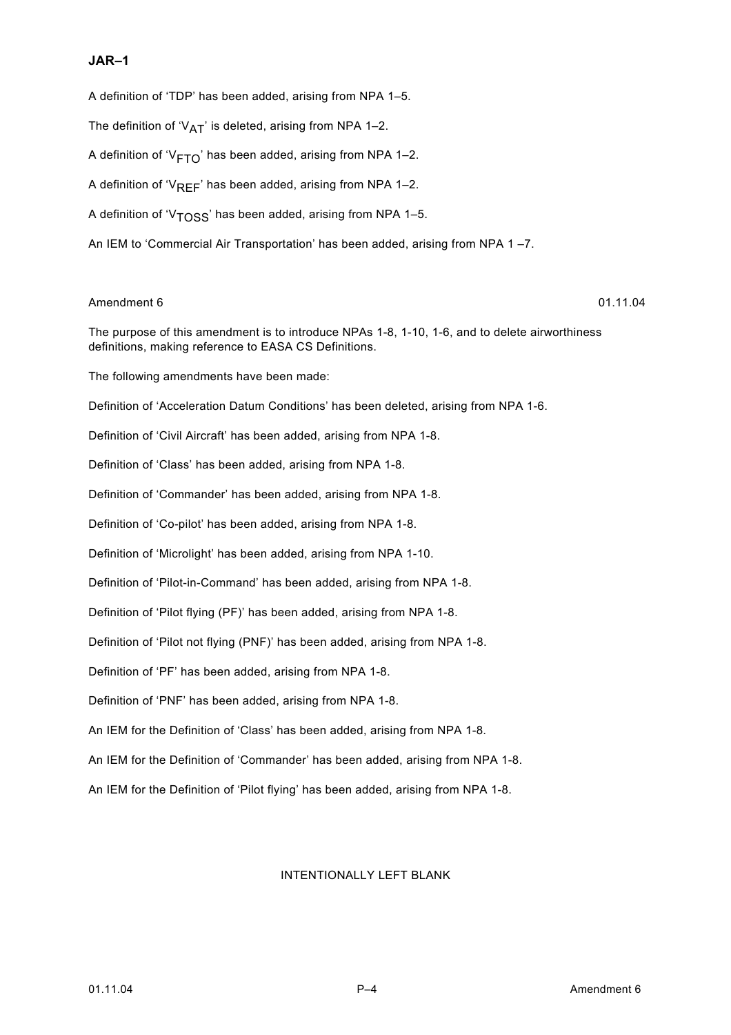A definition of 'TDP' has been added, arising from NPA 1–5.

The definition of '$V_{AT}$' is deleted, arising from NPA 1–2.

A definition of '$V_{FTO}$' has been added, arising from NPA 1–2.

A definition of '$V_{REF}$' has been added, arising from NPA 1–2.

A definition of '$V_{TOSS}$' has been added, arising from NPA 1–5.

An IEM to 'Commercial Air Transportation' has been added, arising from NPA 1 –7.

Amendment 6 01.11.04

The purpose of this amendment is to introduce NPAs 1-8, 1-10, 1-6, and to delete airworthiness definitions, making reference to EASA CS Definitions.

The following amendments have been made:

Definition of 'Acceleration Datum Conditions' has been deleted, arising from NPA 1-6.

Definition of 'Civil Aircraft' has been added, arising from NPA 1-8.

Definition of 'Class' has been added, arising from NPA 1-8.

Definition of 'Commander' has been added, arising from NPA 1-8.

Definition of 'Co-pilot' has been added, arising from NPA 1-8.

Definition of 'Microlight' has been added, arising from NPA 1-10.

Definition of 'Pilot-in-Command' has been added, arising from NPA 1-8.

Definition of 'Pilot flying (PF)' has been added, arising from NPA 1-8.

Definition of 'Pilot not flying (PNF)' has been added, arising from NPA 1-8.

Definition of 'PF' has been added, arising from NPA 1-8.

Definition of 'PNF' has been added, arising from NPA 1-8.

An IEM for the Definition of 'Class' has been added, arising from NPA 1-8.

An IEM for the Definition of 'Commander' has been added, arising from NPA 1-8.

An IEM for the Definition of 'Pilot flying' has been added, arising from NPA 1-8.

INTENTIONALLY LEFT BLANK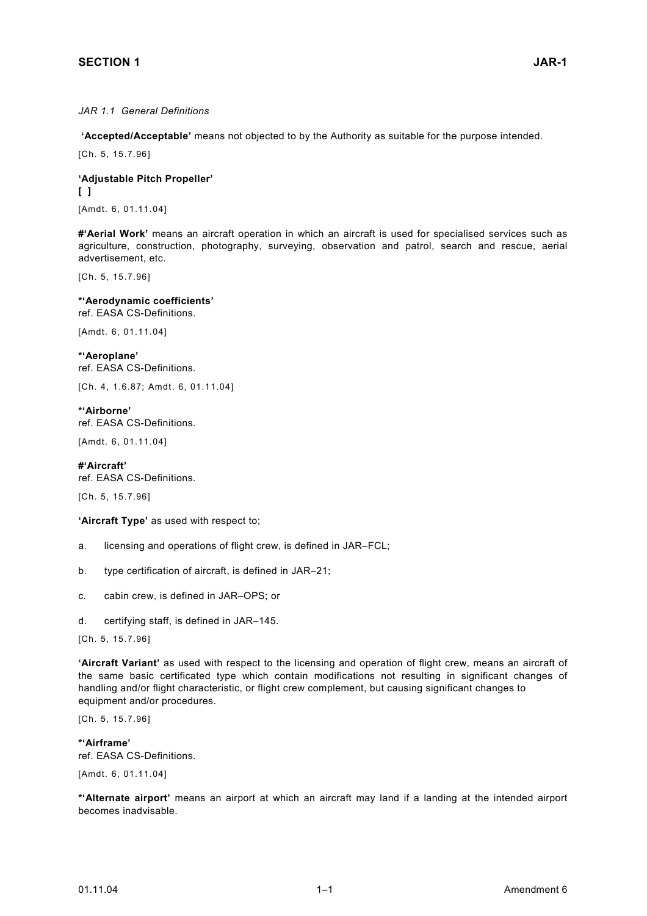*JAR 1.1 General Definitions*

**'Accepted/Acceptable'** means not objected to by the Authority as suitable for the purpose intended.

[Ch. 5, 15.7.96]

**'Adjustable Pitch Propeller'**
**[ ]**

[Amdt. 6, 01.11.04]

**#'Aerial Work'** means an aircraft operation in which an aircraft is used for specialised services such as agriculture, construction, photography, surveying, observation and patrol, search and rescue, aerial advertisement, etc.

[Ch. 5, 15.7.96]

**\*'Aerodynamic coefficients'**
ref. EASA CS-Definitions.

[Amdt. 6, 01.11.04]

**\*'Aeroplane'**
ref. EASA CS-Definitions.

[Ch. 4, 1.6.87; Amdt. 6, 01.11.04]

**\*'Airborne'**
ref. EASA CS-Definitions.

[Amdt. 6, 01.11.04]

**#'Aircraft'**
ref. EASA CS-Definitions.

[Ch. 5, 15.7.96]

**'Aircraft Type'** as used with respect to;

a. licensing and operations of flight crew, is defined in JAR–FCL;

b. type certification of aircraft, is defined in JAR–21;

c. cabin crew, is defined in JAR–OPS; or

d. certifying staff, is defined in JAR–145.

[Ch. 5, 15.7.96]

**'Aircraft Variant'** as used with respect to the licensing and operation of flight crew, means an aircraft of the same basic certificated type which contain modifications not resulting in significant changes of handling and/or flight characteristic, or flight crew complement, but causing significant changes to equipment and/or procedures.

[Ch. 5, 15.7.96]

**\*'Airframe'**
ref. EASA CS-Definitions.

[Amdt. 6, 01.11.04]

**\*'Alternate airport'** means an airport at which an aircraft may land if a landing at the intended airport becomes inadvisable.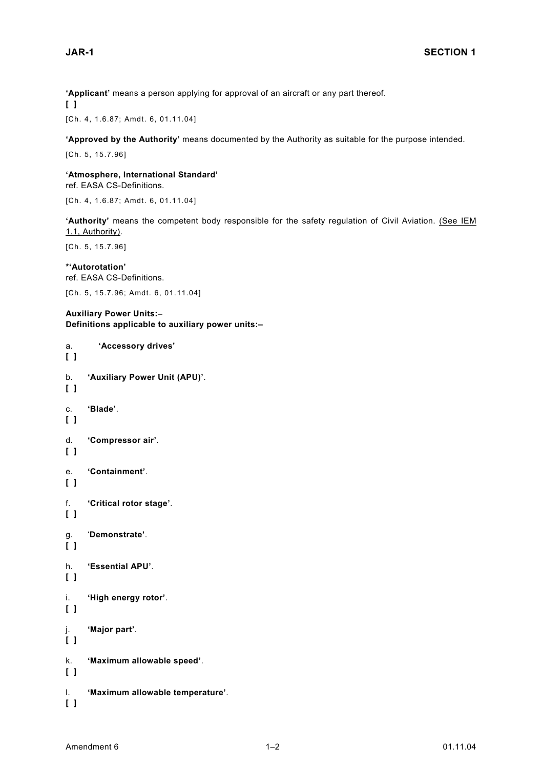**'Applicant'** means a person applying for approval of an aircraft or any part thereof.
**[ ]**

[Ch. 4, 1.6.87; Amdt. 6, 01.11.04]

**'Approved by the Authority'** means documented by the Authority as suitable for the purpose intended.

[Ch. 5, 15.7.96]

**'Atmosphere, International Standard'**
ref. EASA CS-Definitions.

[Ch. 4, 1.6.87; Amdt. 6, 01.11.04]

**'Authority'** means the competent body responsible for the safety regulation of Civil Aviation. <u>(See IEM 1.1, Authority)</u>.

[Ch. 5, 15.7.96]

***'Autorotation'**
ref. EASA CS-Definitions.

[Ch. 5, 15.7.96; Amdt. 6, 01.11.04]

**Auxiliary Power Units:–**
**Definitions applicable to auxiliary power units:–**

a. **'Accessory drives'**
**[ ]**

b. **'Auxiliary Power Unit (APU)'**.
**[ ]**

c. **'Blade'**.
**[ ]**

d. **'Compressor air'**.
**[ ]**

e. **'Containment'**.
**[ ]**

f. **'Critical rotor stage'**.
**[ ]**

g. '**Demonstrate'**.
**[ ]**

h. **'Essential APU'**.
**[ ]**

i. **'High energy rotor'**.
**[ ]**

j. **'Major part'**.
**[ ]**

k. **'Maximum allowable speed'**.
**[ ]**

l. **'Maximum allowable temperature'**.
**[ ]**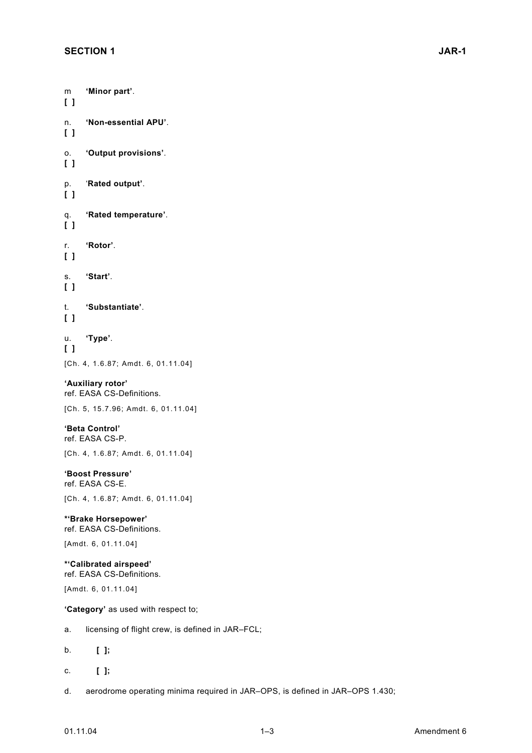m **'Minor part'**.
**[ ]**

n. **'Non-essential APU'**.
**[ ]**

o. **'Output provisions'**.
**[ ]**

p. '**Rated output'**.
**[ ]**

q. **'Rated temperature'**.
**[ ]**

r. **'Rotor'**.
**[ ]**

s. **'Start'**.
**[ ]**

t. **'Substantiate'**.
**[ ]**

u. **'Type'**.
**[ ]**

[Ch. 4, 1.6.87; Amdt. 6, 01.11.04]

**'Auxiliary rotor'**
ref. EASA CS-Definitions.

[Ch. 5, 15.7.96; Amdt. 6, 01.11.04]

**'Beta Control'**
ref. EASA CS-P.

[Ch. 4, 1.6.87; Amdt. 6, 01.11.04]

**'Boost Pressure'**
ref. EASA CS-E.

[Ch. 4, 1.6.87; Amdt. 6, 01.11.04]

**\*'Brake Horsepower'**
ref. EASA CS-Definitions.

[Amdt. 6, 01.11.04]

**\*'Calibrated airspeed'**
ref. EASA CS-Definitions.

[Amdt. 6, 01.11.04]

**'Category'** as used with respect to;

a. licensing of flight crew, is defined in JAR–FCL;

b. **[ ];**

c. **[ ];**

d. aerodrome operating minima required in JAR–OPS, is defined in JAR–OPS 1.430;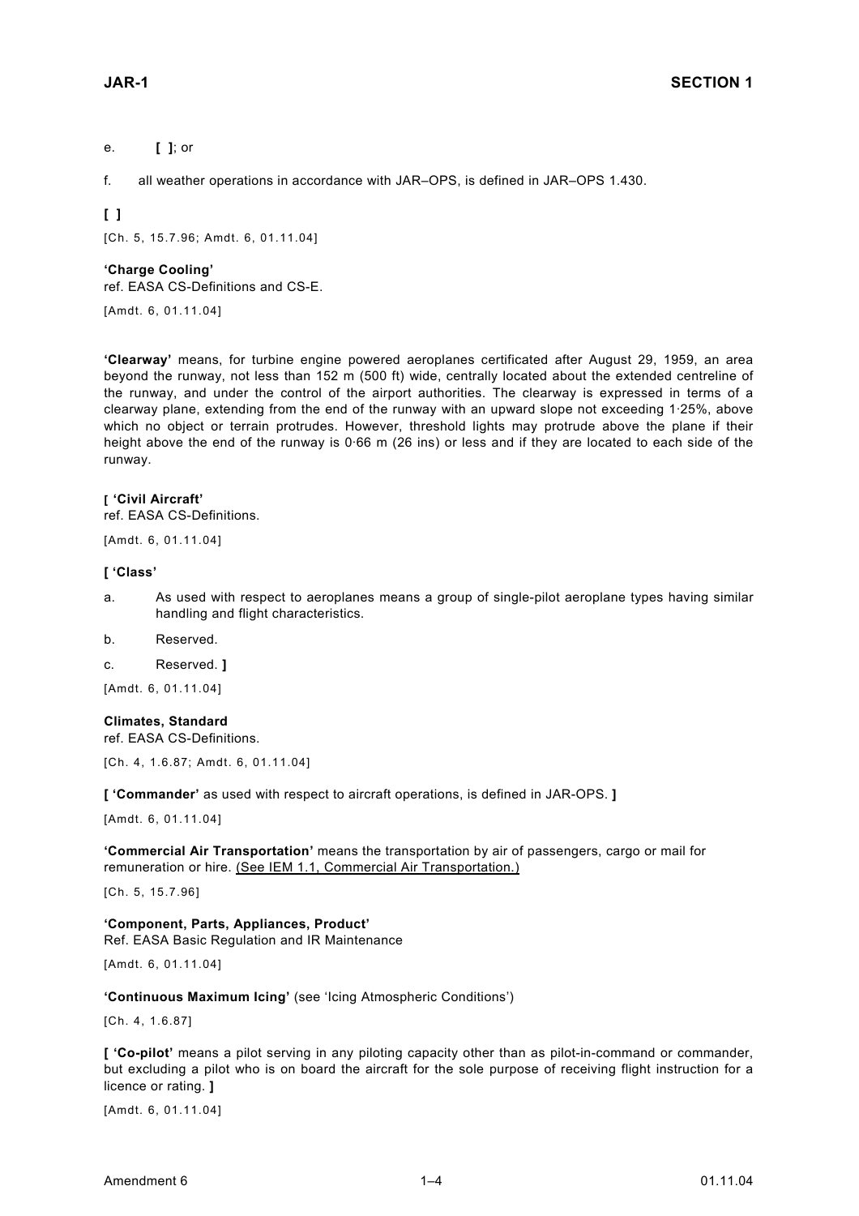e. **[ ]**; or

f. all weather operations in accordance with JAR–OPS, is defined in JAR–OPS 1.430.

**[ ]**

[Ch. 5, 15.7.96; Amdt. 6, 01.11.04]

**'Charge Cooling'**
ref. EASA CS-Definitions and CS-E.

[Amdt. 6, 01.11.04]

**'Clearway'** means, for turbine engine powered aeroplanes certificated after August 29, 1959, an area beyond the runway, not less than 152 m (500 ft) wide, centrally located about the extended centreline of the runway, and under the control of the airport authorities. The clearway is expressed in terms of a clearway plane, extending from the end of the runway with an upward slope not exceeding 1·25%, above which no object or terrain protrudes. However, threshold lights may protrude above the plane if their height above the end of the runway is 0·66 m (26 ins) or less and if they are located to each side of the runway.

**[ 'Civil Aircraft'**
ref. EASA CS-Definitions.

[Amdt. 6, 01.11.04]

**[ 'Class'**

a. As used with respect to aeroplanes means a group of single-pilot aeroplane types having similar handling and flight characteristics.

b. Reserved.

c. Reserved. **]**

[Amdt. 6, 01.11.04]

**Climates, Standard**
ref. EASA CS-Definitions.

[Ch. 4, 1.6.87; Amdt. 6, 01.11.04]

**[ 'Commander'** as used with respect to aircraft operations, is defined in JAR-OPS. **]**

[Amdt. 6, 01.11.04]

**'Commercial Air Transportation'** means the transportation by air of passengers, cargo or mail for remuneration or hire. (See IEM 1.1, Commercial Air Transportation.)

[Ch. 5, 15.7.96]

**'Component, Parts, Appliances, Product'**
Ref. EASA Basic Regulation and IR Maintenance

[Amdt. 6, 01.11.04]

**'Continuous Maximum Icing'** (see 'Icing Atmospheric Conditions')

[Ch. 4, 1.6.87]

**[ 'Co-pilot'** means a pilot serving in any piloting capacity other than as pilot-in-command or commander, but excluding a pilot who is on board the aircraft for the sole purpose of receiving flight instruction for a licence or rating. **]**

[Amdt. 6, 01.11.04]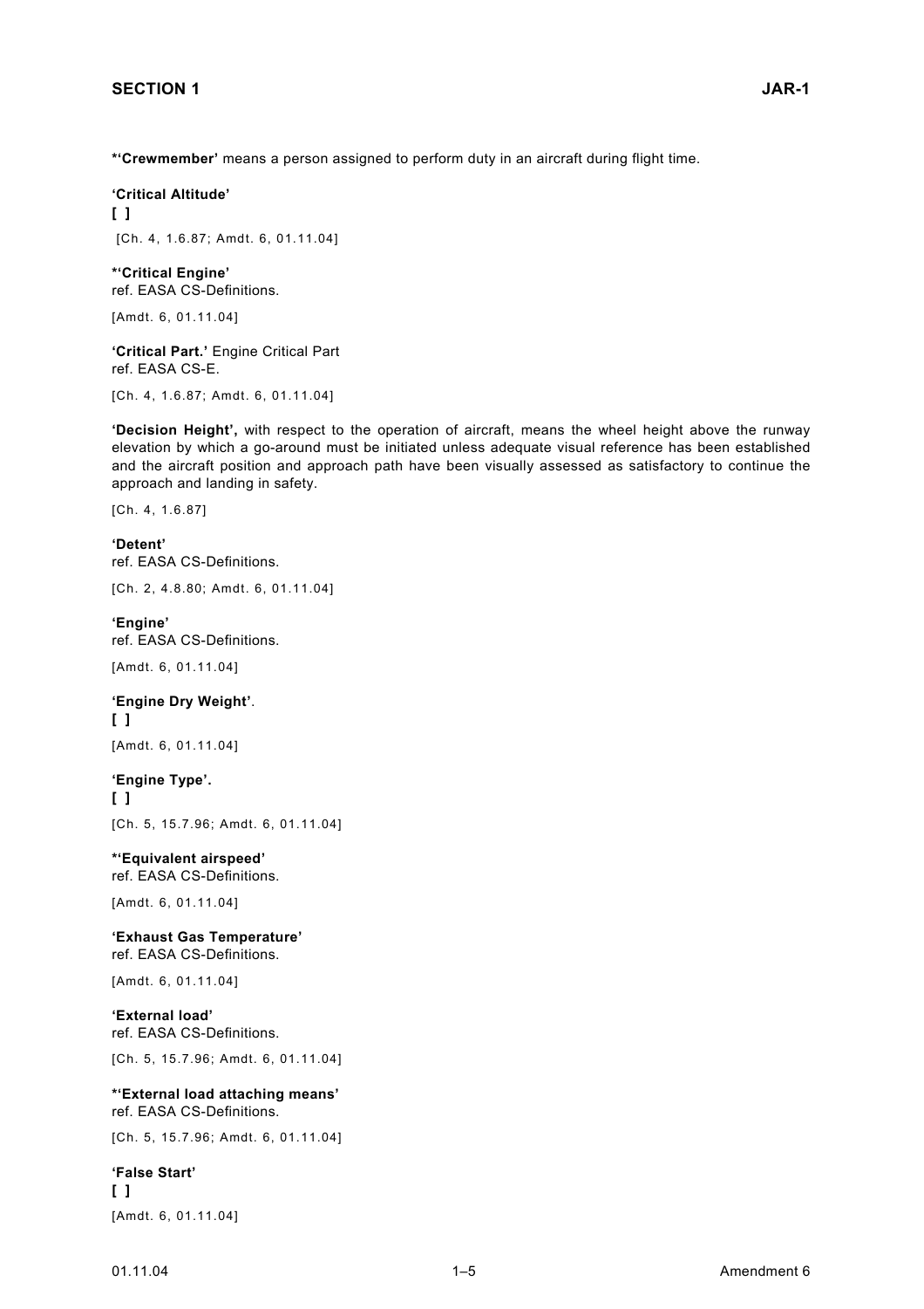***'Crewmember'** means a person assigned to perform duty in an aircraft during flight time.

**'Critical Altitude'**
**[ ]**

[Ch. 4, 1.6.87; Amdt. 6, 01.11.04]

***'Critical Engine'**
ref. EASA CS-Definitions.

[Amdt. 6, 01.11.04]

**'Critical Part.'** Engine Critical Part
ref. EASA CS-E.

[Ch. 4, 1.6.87; Amdt. 6, 01.11.04]

**'Decision Height',** with respect to the operation of aircraft, means the wheel height above the runway elevation by which a go-around must be initiated unless adequate visual reference has been established and the aircraft position and approach path have been visually assessed as satisfactory to continue the approach and landing in safety.

[Ch. 4, 1.6.87]

**'Detent'**
ref. EASA CS-Definitions.

[Ch. 2, 4.8.80; Amdt. 6, 01.11.04]

**'Engine'**
ref. EASA CS-Definitions.

[Amdt. 6, 01.11.04]

**'Engine Dry Weight'**.
**[ ]**

[Amdt. 6, 01.11.04]

**'Engine Type'.**
**[ ]**

[Ch. 5, 15.7.96; Amdt. 6, 01.11.04]

***'Equivalent airspeed'**
ref. EASA CS-Definitions.

[Amdt. 6, 01.11.04]

**'Exhaust Gas Temperature'**
ref. EASA CS-Definitions.

[Amdt. 6, 01.11.04]

**'External load'**
ref. EASA CS-Definitions.

[Ch. 5, 15.7.96; Amdt. 6, 01.11.04]

***'External load attaching means'**
ref. EASA CS-Definitions.

[Ch. 5, 15.7.96; Amdt. 6, 01.11.04]

**'False Start'**
**[ ]**

[Amdt. 6, 01.11.04]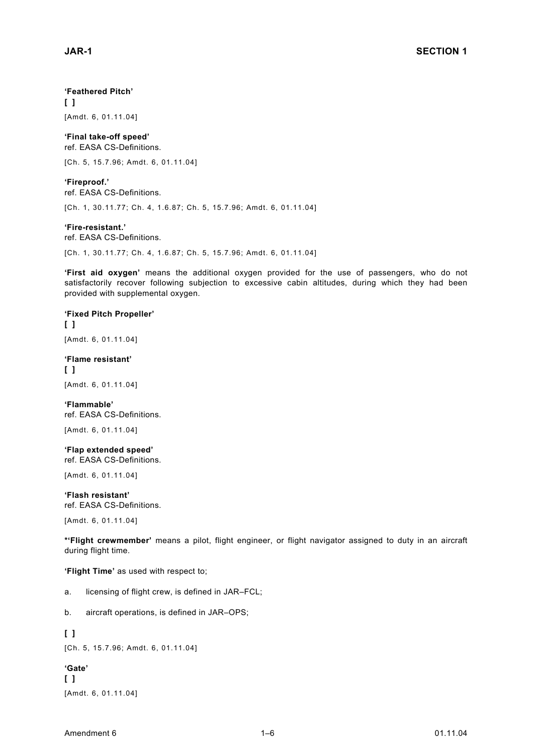**'Feathered Pitch'**
**[ ]**

[Amdt. 6, 01.11.04]

**'Final take-off speed'**
ref. EASA CS-Definitions.

[Ch. 5, 15.7.96; Amdt. 6, 01.11.04]

**'Fireproof.'**
ref. EASA CS-Definitions.

[Ch. 1, 30.11.77; Ch. 4, 1.6.87; Ch. 5, 15.7.96; Amdt. 6, 01.11.04]

**'Fire-resistant.'**
ref. EASA CS-Definitions.

[Ch. 1, 30.11.77; Ch. 4, 1.6.87; Ch. 5, 15.7.96; Amdt. 6, 01.11.04]

**'First aid oxygen'** means the additional oxygen provided for the use of passengers, who do not satisfactorily recover following subjection to excessive cabin altitudes, during which they had been provided with supplemental oxygen.

**'Fixed Pitch Propeller'**
**[ ]**

[Amdt. 6, 01.11.04]

**'Flame resistant'**
**[ ]**

[Amdt. 6, 01.11.04]

**'Flammable'**
ref. EASA CS-Definitions.

[Amdt. 6, 01.11.04]

**'Flap extended speed'**
ref. EASA CS-Definitions.

[Amdt. 6, 01.11.04]

**'Flash resistant'**
ref. EASA CS-Definitions.

[Amdt. 6, 01.11.04]

**\*'Flight crewmember'** means a pilot, flight engineer, or flight navigator assigned to duty in an aircraft during flight time.

**'Flight Time'** as used with respect to;

a. licensing of flight crew, is defined in JAR–FCL;

b. aircraft operations, is defined in JAR–OPS;

**[ ]**

[Ch. 5, 15.7.96; Amdt. 6, 01.11.04]

**'Gate'**
**[ ]**

[Amdt. 6, 01.11.04]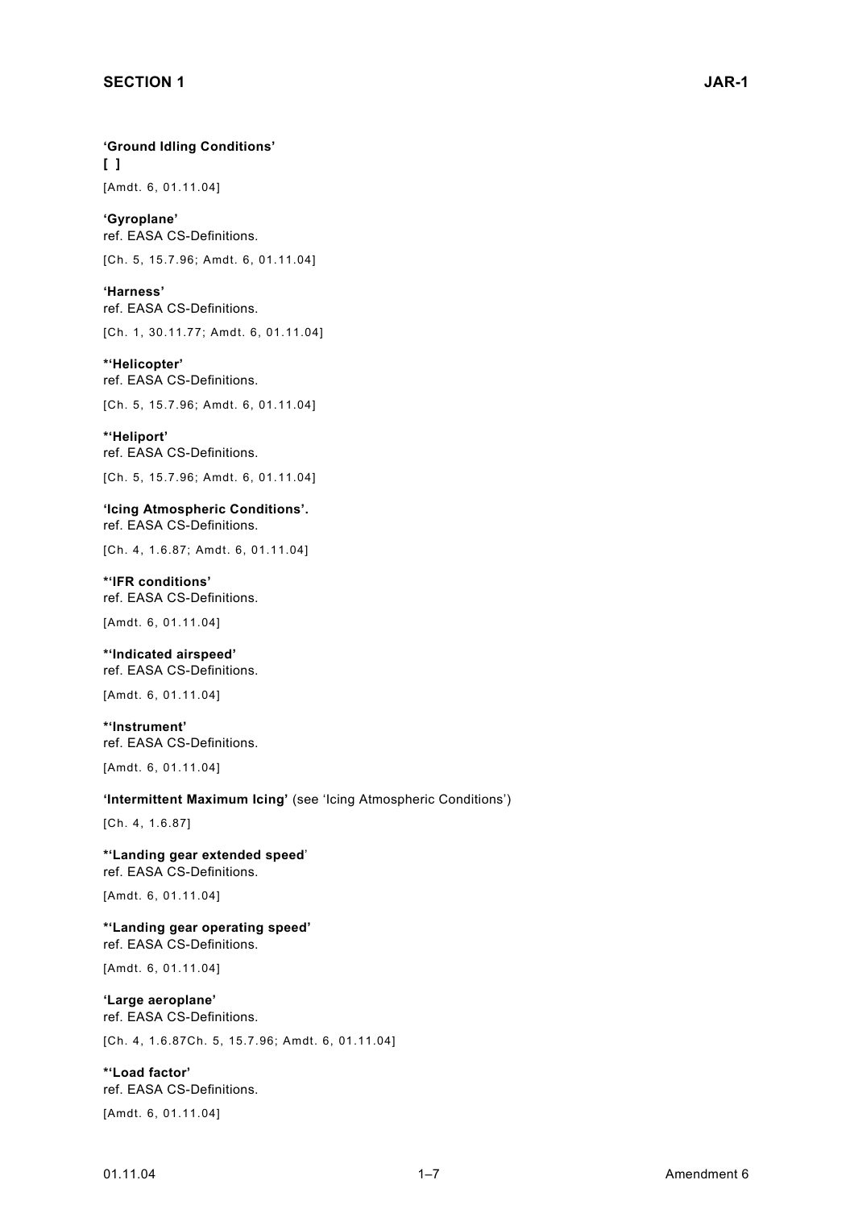**'Ground Idling Conditions'**
**[ ]**

[Amdt. 6, 01.11.04]

**'Gyroplane'**
ref. EASA CS-Definitions.

[Ch. 5, 15.7.96; Amdt. 6, 01.11.04]

**'Harness'**
ref. EASA CS-Definitions.

[Ch. 1, 30.11.77; Amdt. 6, 01.11.04]

***'Helicopter'**
ref. EASA CS-Definitions.

[Ch. 5, 15.7.96; Amdt. 6, 01.11.04]

***'Heliport'**
ref. EASA CS-Definitions.

[Ch. 5, 15.7.96; Amdt. 6, 01.11.04]

**'Icing Atmospheric Conditions'.**
ref. EASA CS-Definitions.

[Ch. 4, 1.6.87; Amdt. 6, 01.11.04]

***'IFR conditions'**
ref. EASA CS-Definitions.

[Amdt. 6, 01.11.04]

***'Indicated airspeed'**
ref. EASA CS-Definitions.

[Amdt. 6, 01.11.04]

***'Instrument'**
ref. EASA CS-Definitions.

[Amdt. 6, 01.11.04]

**'Intermittent Maximum Icing'** (see 'Icing Atmospheric Conditions')

[Ch. 4, 1.6.87]

***'Landing gear extended speed**'
ref. EASA CS-Definitions.

[Amdt. 6, 01.11.04]

***'Landing gear operating speed'**
ref. EASA CS-Definitions.

[Amdt. 6, 01.11.04]

**'Large aeroplane'**
ref. EASA CS-Definitions.

[Ch. 4, 1.6.87Ch. 5, 15.7.96; Amdt. 6, 01.11.04]

***'Load factor'**
ref. EASA CS-Definitions.

[Amdt. 6, 01.11.04]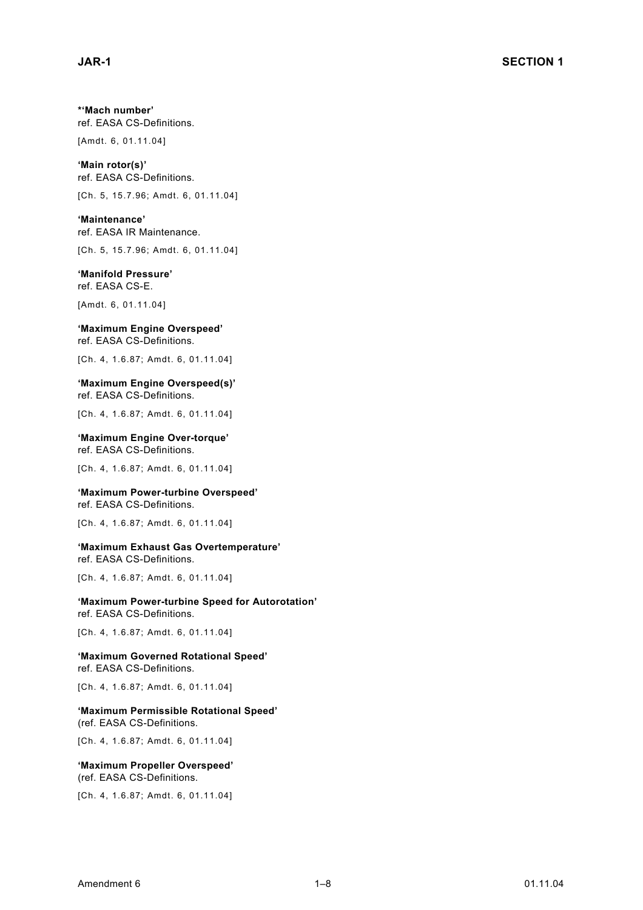**\*'Mach number'**
ref. EASA CS-Definitions.

[Amdt. 6, 01.11.04]

**'Main rotor(s)'**
ref. EASA CS-Definitions.

[Ch. 5, 15.7.96; Amdt. 6, 01.11.04]

**'Maintenance'**
ref. EASA IR Maintenance.

[Ch. 5, 15.7.96; Amdt. 6, 01.11.04]

**'Manifold Pressure'**
ref. EASA CS-E.

[Amdt. 6, 01.11.04]

**'Maximum Engine Overspeed'**
ref. EASA CS-Definitions.

[Ch. 4, 1.6.87; Amdt. 6, 01.11.04]

**'Maximum Engine Overspeed(s)'**
ref. EASA CS-Definitions.

[Ch. 4, 1.6.87; Amdt. 6, 01.11.04]

**'Maximum Engine Over-torque'**
ref. EASA CS-Definitions.

[Ch. 4, 1.6.87; Amdt. 6, 01.11.04]

**'Maximum Power-turbine Overspeed'**
ref. EASA CS-Definitions.

[Ch. 4, 1.6.87; Amdt. 6, 01.11.04]

**'Maximum Exhaust Gas Overtemperature'**
ref. EASA CS-Definitions.

[Ch. 4, 1.6.87; Amdt. 6, 01.11.04]

**'Maximum Power-turbine Speed for Autorotation'**
ref. EASA CS-Definitions.

[Ch. 4, 1.6.87; Amdt. 6, 01.11.04]

**'Maximum Governed Rotational Speed'**
ref. EASA CS-Definitions.

[Ch. 4, 1.6.87; Amdt. 6, 01.11.04]

**'Maximum Permissible Rotational Speed'**
(ref. EASA CS-Definitions.

[Ch. 4, 1.6.87; Amdt. 6, 01.11.04]

**'Maximum Propeller Overspeed'**
(ref. EASA CS-Definitions.

[Ch. 4, 1.6.87; Amdt. 6, 01.11.04]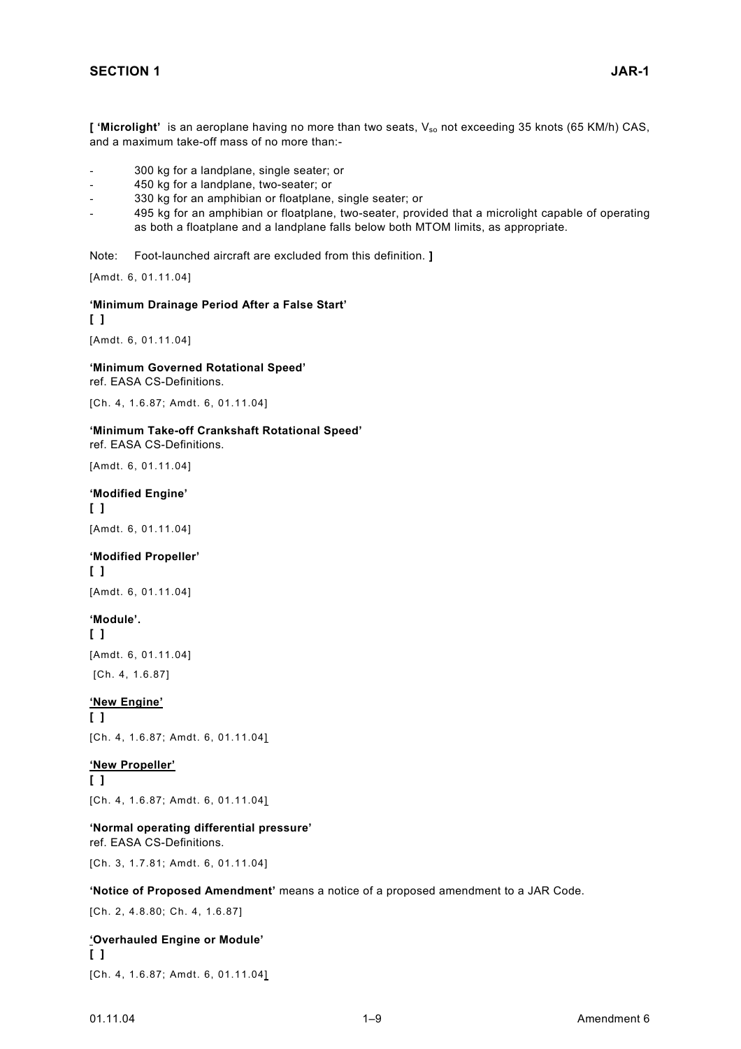**[ 'Microlight'** is an aeroplane having no more than two seats, $V_{so}$ not exceeding 35 knots (65 KM/h) CAS, and a maximum take-off mass of no more than:-

- 300 kg for a landplane, single seater; or
- 450 kg for a landplane, two-seater; or
- 330 kg for an amphibian or floatplane, single seater; or
- 495 kg for an amphibian or floatplane, two-seater, provided that a microlight capable of operating as both a floatplane and a landplane falls below both MTOM limits, as appropriate.

Note: Foot-launched aircraft are excluded from this definition. **]**

[Amdt. 6, 01.11.04]

**'Minimum Drainage Period After a False Start'**
**[ ]**

[Amdt. 6, 01.11.04]

**'Minimum Governed Rotational Speed'**
ref. EASA CS-Definitions.

[Ch. 4, 1.6.87; Amdt. 6, 01.11.04]

**'Minimum Take-off Crankshaft Rotational Speed'**
ref. EASA CS-Definitions.

[Amdt. 6, 01.11.04]

**'Modified Engine'**
**[ ]**

[Amdt. 6, 01.11.04]

**'Modified Propeller'**
**[ ]**

[Amdt. 6, 01.11.04]

**'Module'.**
**[ ]**

[Amdt. 6, 01.11.04]

[Ch. 4, 1.6.87]

**'New Engine'**
**[ ]**

[Ch. 4, 1.6.87; Amdt. 6, 01.11.04]

**'New Propeller'**
**[ ]**

[Ch. 4, 1.6.87; Amdt. 6, 01.11.04]

**'Normal operating differential pressure'**
ref. EASA CS-Definitions.

[Ch. 3, 1.7.81; Amdt. 6, 01.11.04]

**'Notice of Proposed Amendment'** means a notice of a proposed amendment to a JAR Code.

[Ch. 2, 4.8.80; Ch. 4, 1.6.87]

**'Overhauled Engine or Module'**
**[ ]**

[Ch. 4, 1.6.87; Amdt. 6, 01.11.04]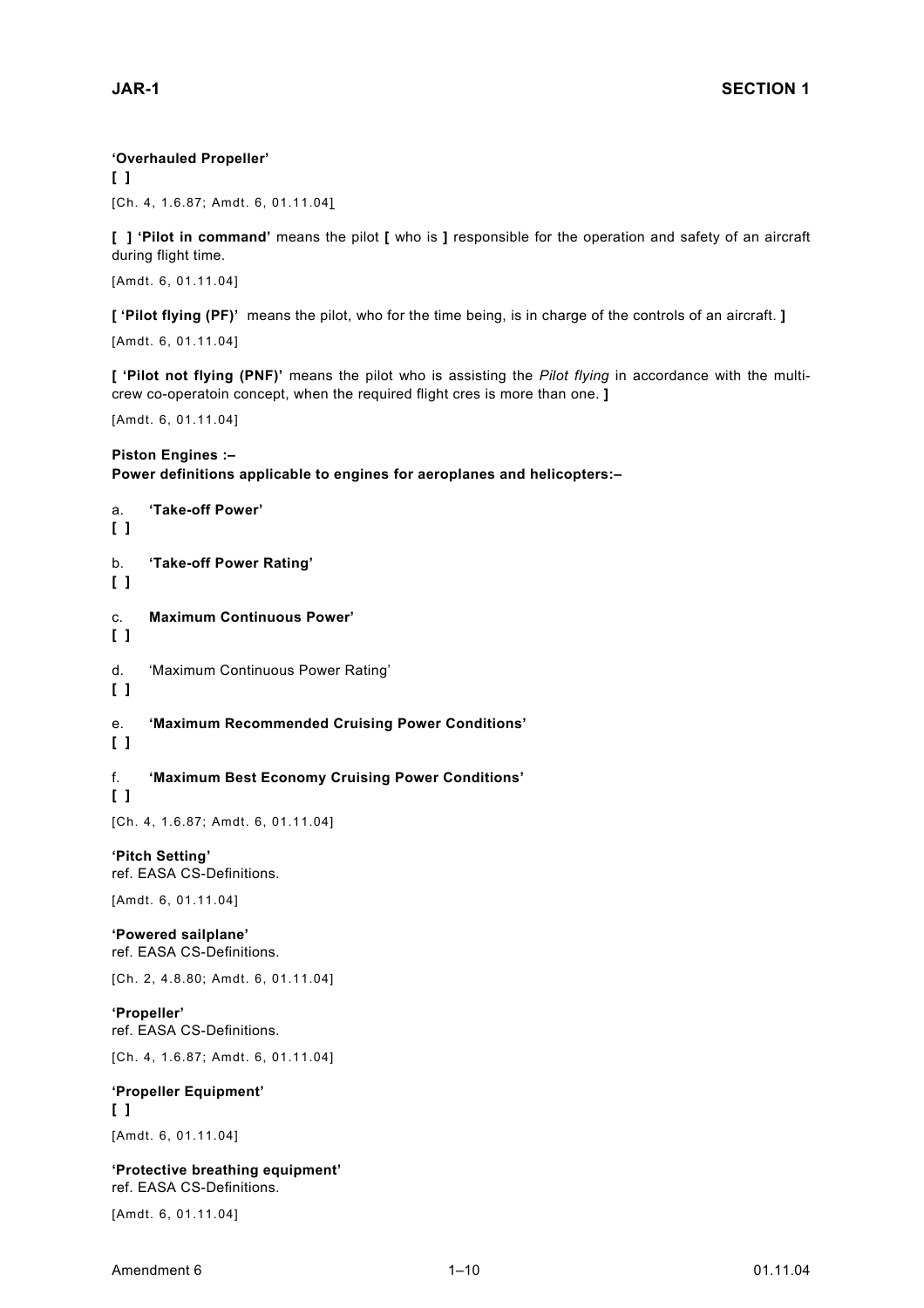**'Overhauled Propeller'**
**[ ]**

[Ch. 4, 1.6.87; Amdt. 6, 01.11.04]

**[ ] 'Pilot in command'** means the pilot **[** who is **]** responsible for the operation and safety of an aircraft during flight time.

[Amdt. 6, 01.11.04]

**[ 'Pilot flying (PF)'** means the pilot, who for the time being, is in charge of the controls of an aircraft. **]**

[Amdt. 6, 01.11.04]

**[ 'Pilot not flying (PNF)'** means the pilot who is assisting the *Pilot flying* in accordance with the multi-crew co-operatoin concept, when the required flight cres is more than one. **]**

[Amdt. 6, 01.11.04]

**Piston Engines :–**
**Power definitions applicable to engines for aeroplanes and helicopters:–**

a. **'Take-off Power'**
**[ ]**

b. **'Take-off Power Rating'**
**[ ]**

c. **Maximum Continuous Power'**
**[ ]**

d. 'Maximum Continuous Power Rating'
**[ ]**

e. **'Maximum Recommended Cruising Power Conditions'**
**[ ]**

f. **'Maximum Best Economy Cruising Power Conditions'**
**[ ]**

[Ch. 4, 1.6.87; Amdt. 6, 01.11.04]

**'Pitch Setting'**
ref. EASA CS-Definitions.

[Amdt. 6, 01.11.04]

**'Powered sailplane'**
ref. EASA CS-Definitions.

[Ch. 2, 4.8.80; Amdt. 6, 01.11.04]

**'Propeller'**
ref. EASA CS-Definitions.

[Ch. 4, 1.6.87; Amdt. 6, 01.11.04]

**'Propeller Equipment'**
**[ ]**

[Amdt. 6, 01.11.04]

**'Protective breathing equipment'**
ref. EASA CS-Definitions.

[Amdt. 6, 01.11.04]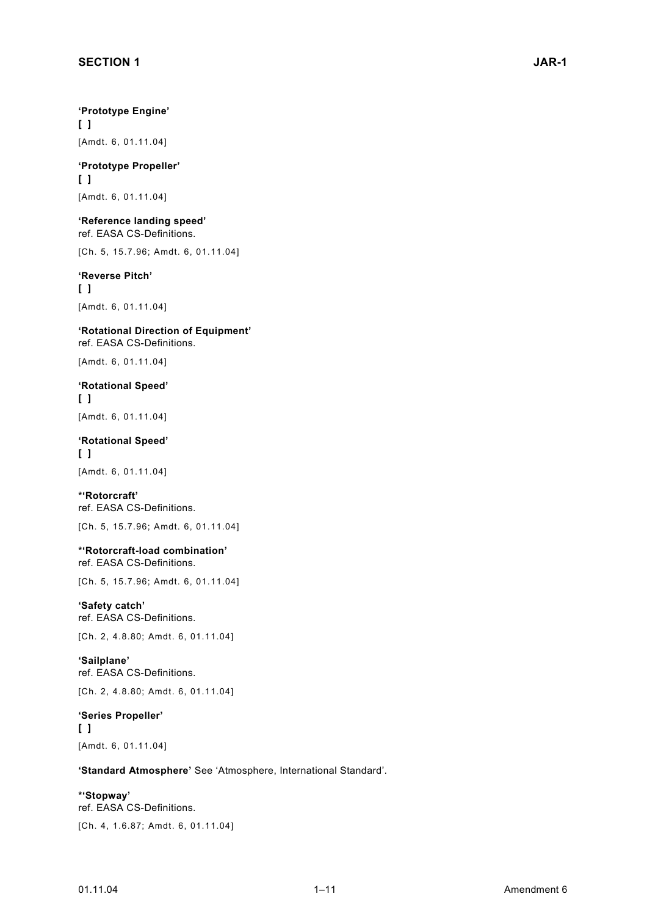**'Prototype Engine'**
**[ ]**

[Amdt. 6, 01.11.04]

**'Prototype Propeller'**
**[ ]**

[Amdt. 6, 01.11.04]

**'Reference landing speed'**
ref. EASA CS-Definitions.

[Ch. 5, 15.7.96; Amdt. 6, 01.11.04]

**'Reverse Pitch'**
**[ ]**

[Amdt. 6, 01.11.04]

**'Rotational Direction of Equipment'**
ref. EASA CS-Definitions.

[Amdt. 6, 01.11.04]

**'Rotational Speed'**
**[ ]**

[Amdt. 6, 01.11.04]

**'Rotational Speed'**
**[ ]**

[Amdt. 6, 01.11.04]

**\*'Rotorcraft'**
ref. EASA CS-Definitions.

[Ch. 5, 15.7.96; Amdt. 6, 01.11.04]

**\*'Rotorcraft-load combination'**
ref. EASA CS-Definitions.

[Ch. 5, 15.7.96; Amdt. 6, 01.11.04]

**'Safety catch'**
ref. EASA CS-Definitions.

[Ch. 2, 4.8.80; Amdt. 6, 01.11.04]

**'Sailplane'**
ref. EASA CS-Definitions.

[Ch. 2, 4.8.80; Amdt. 6, 01.11.04]

**'Series Propeller'**
**[ ]**

[Amdt. 6, 01.11.04]

**'Standard Atmosphere'** See 'Atmosphere, International Standard'.

**\*'Stopway'**
ref. EASA CS-Definitions.

[Ch. 4, 1.6.87; Amdt. 6, 01.11.04]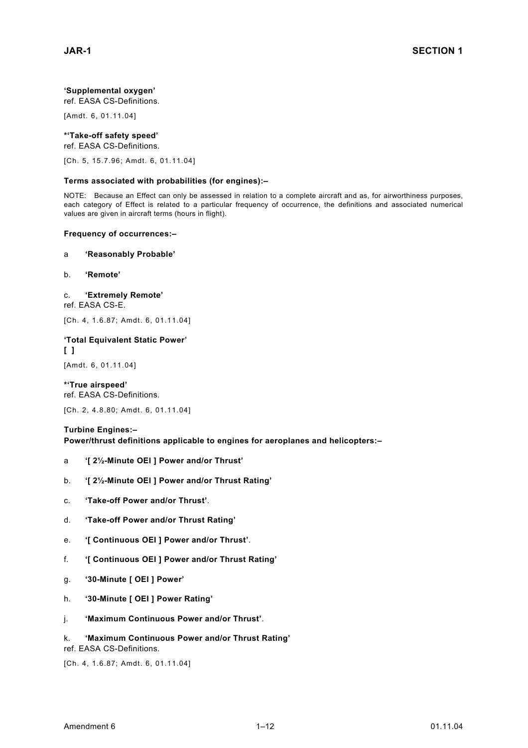**'Supplemental oxygen'**
ref. EASA CS-Definitions.

[Amdt. 6, 01.11.04]

**\*'Take-off safety speed'**
ref. EASA CS-Definitions.

[Ch. 5, 15.7.96; Amdt. 6, 01.11.04]

**Terms associated with probabilities (for engines):–**

NOTE: Because an Effect can only be assessed in relation to a complete aircraft and as, for airworthiness purposes, each category of Effect is related to a particular frequency of occurrence, the definitions and associated numerical values are given in aircraft terms (hours in flight).

**Frequency of occurrences:–**

a **'Reasonably Probable'**

b. **'Remote'**

c. **'Extremely Remote'**
ref. EASA CS-E.

[Ch. 4, 1.6.87; Amdt. 6, 01.11.04]

**'Total Equivalent Static Power'**
**[ ]**

[Amdt. 6, 01.11.04]

**\*'True airspeed'**
ref. EASA CS-Definitions.

[Ch. 2, 4.8.80; Amdt. 6, 01.11.04]

**Turbine Engines:–**
**Power/thrust definitions applicable to engines for aeroplanes and helicopters:–**

a **'[ 2½-Minute OEI ] Power and/or Thrust'**

b. **'[ 2½-Minute OEI ] Power and/or Thrust Rating'**

c. **'Take-off Power and/or Thrust'**.

d. **'Take-off Power and/or Thrust Rating'**

e. **'[ Continuous OEI ] Power and/or Thrust'**.

f. **'[ Continuous OEI ] Power and/or Thrust Rating'**

g. **'30-Minute [ OEI ] Power'**

h. **'30-Minute [ OEI ] Power Rating'**

j. **'Maximum Continuous Power and/or Thrust'**.

k. **'Maximum Continuous Power and/or Thrust Rating'**
ref. EASA CS-Definitions.

[Ch. 4, 1.6.87; Amdt. 6, 01.11.04]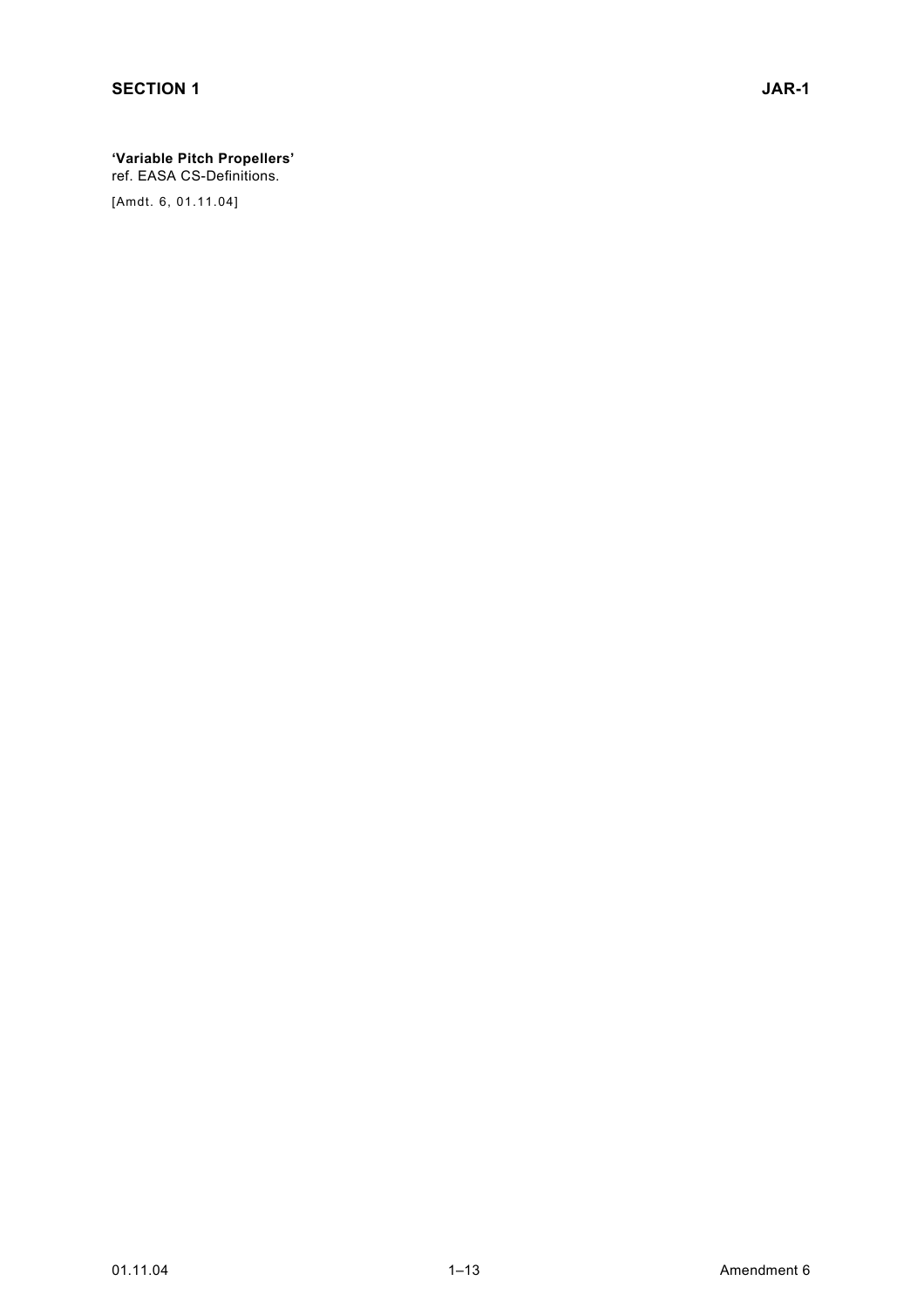**'Variable Pitch Propellers'**
ref. EASA CS-Definitions.

[Amdt. 6, 01.11.04]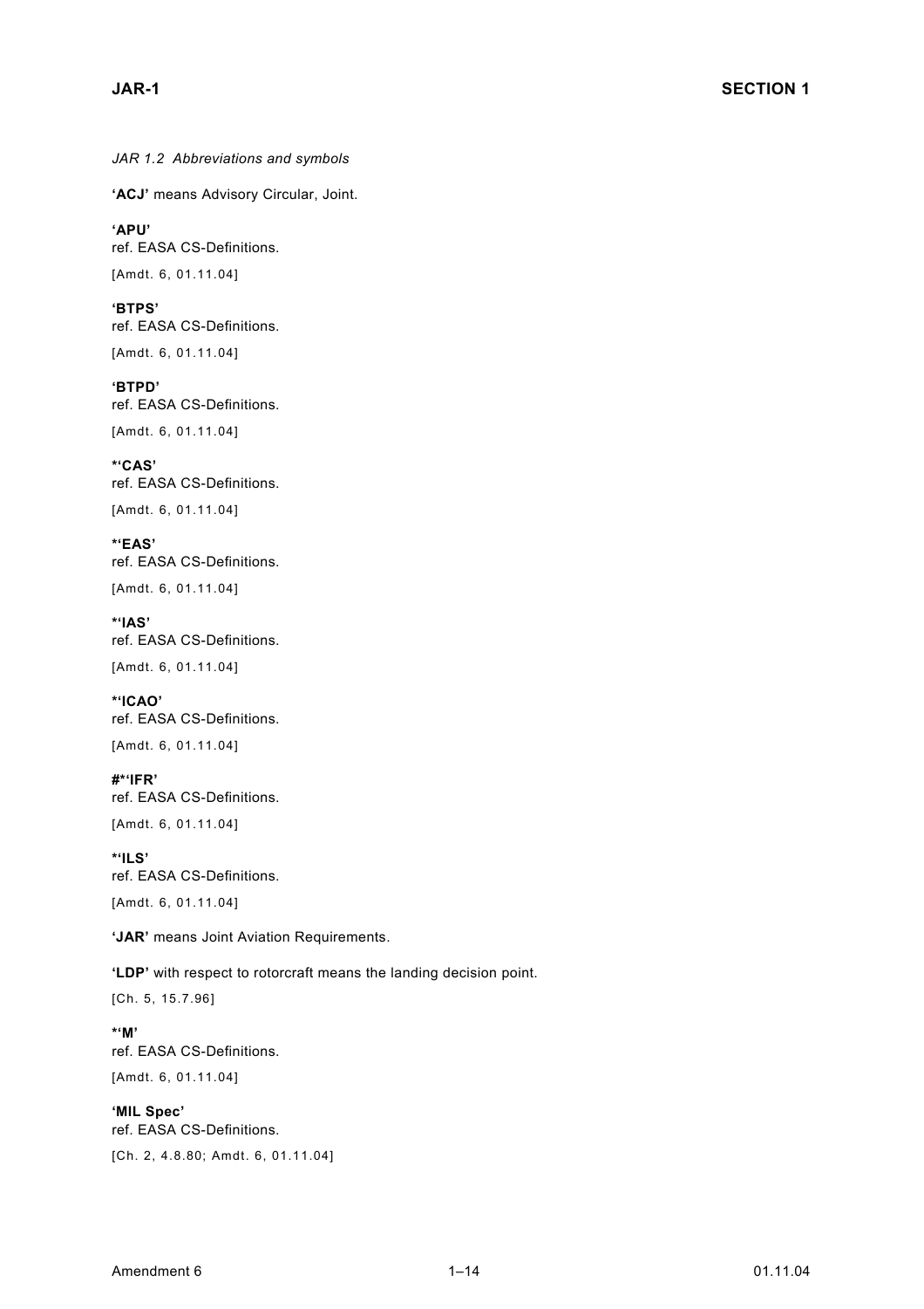*JAR 1.2 Abbreviations and symbols*

**'ACJ'** means Advisory Circular, Joint.

**'APU'**
ref. EASA CS-Definitions.

[Amdt. 6, 01.11.04]

**'BTPS'**
ref. EASA CS-Definitions.

[Amdt. 6, 01.11.04]

**'BTPD'**
ref. EASA CS-Definitions.

[Amdt. 6, 01.11.04]

**\*'CAS'**
ref. EASA CS-Definitions.

[Amdt. 6, 01.11.04]

**\*'EAS'**
ref. EASA CS-Definitions.

[Amdt. 6, 01.11.04]

**\*'IAS'**
ref. EASA CS-Definitions.

[Amdt. 6, 01.11.04]

**\*'ICAO'**
ref. EASA CS-Definitions.

[Amdt. 6, 01.11.04]

**#\*'IFR'**
ref. EASA CS-Definitions.

[Amdt. 6, 01.11.04]

**\*'ILS'**
ref. EASA CS-Definitions.

[Amdt. 6, 01.11.04]

**'JAR'** means Joint Aviation Requirements.

**'LDP'** with respect to rotorcraft means the landing decision point.

[Ch. 5, 15.7.96]

**\*'M'**
ref. EASA CS-Definitions.

[Amdt. 6, 01.11.04]

**'MIL Spec'**
ref. EASA CS-Definitions.

[Ch. 2, 4.8.80; Amdt. 6, 01.11.04]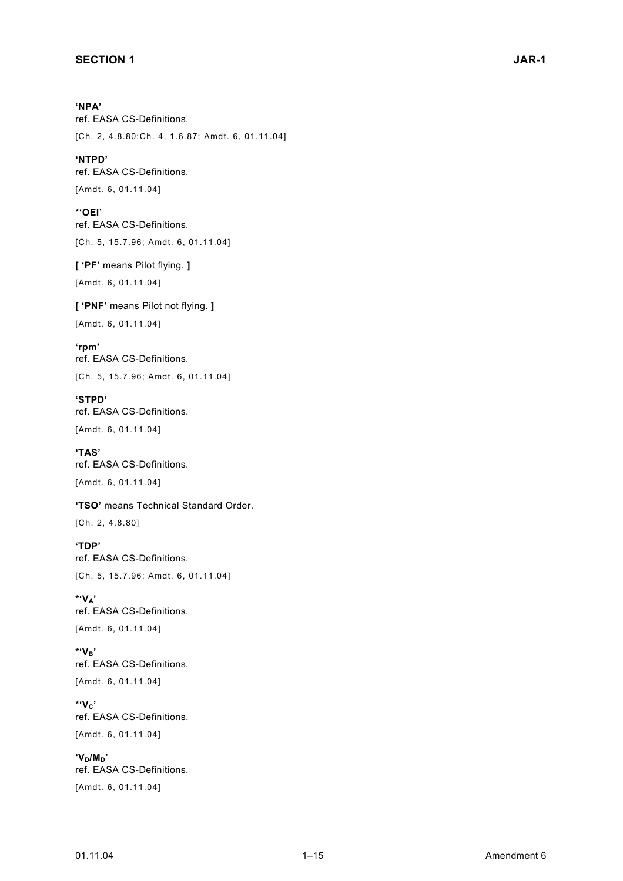**'NPA'**
ref. EASA CS-Definitions.

[Ch. 2, 4.8.80;Ch. 4, 1.6.87; Amdt. 6, 01.11.04]

**'NTPD'**
ref. EASA CS-Definitions.

[Amdt. 6, 01.11.04]

**\*'OEI'**
ref. EASA CS-Definitions.

[Ch. 5, 15.7.96; Amdt. 6, 01.11.04]

**[ 'PF'** means Pilot flying. **]**

[Amdt. 6, 01.11.04]

**[ 'PNF'** means Pilot not flying. **]**

[Amdt. 6, 01.11.04]

**'rpm'**
ref. EASA CS-Definitions.

[Ch. 5, 15.7.96; Amdt. 6, 01.11.04]

**'STPD'**
ref. EASA CS-Definitions.

[Amdt. 6, 01.11.04]

**'TAS'**
ref. EASA CS-Definitions.

[Amdt. 6, 01.11.04]

**'TSO'** means Technical Standard Order.

[Ch. 2, 4.8.80]

**'TDP'**
ref. EASA CS-Definitions.

[Ch. 5, 15.7.96; Amdt. 6, 01.11.04]

**\*'$V_A$'**
ref. EASA CS-Definitions.

[Amdt. 6, 01.11.04]

**\*'$V_B$'**
ref. EASA CS-Definitions.

[Amdt. 6, 01.11.04]

**\*'$V_C$'**
ref. EASA CS-Definitions.

[Amdt. 6, 01.11.04]

**'$V_D/M_D$'**
ref. EASA CS-Definitions.

[Amdt. 6, 01.11.04]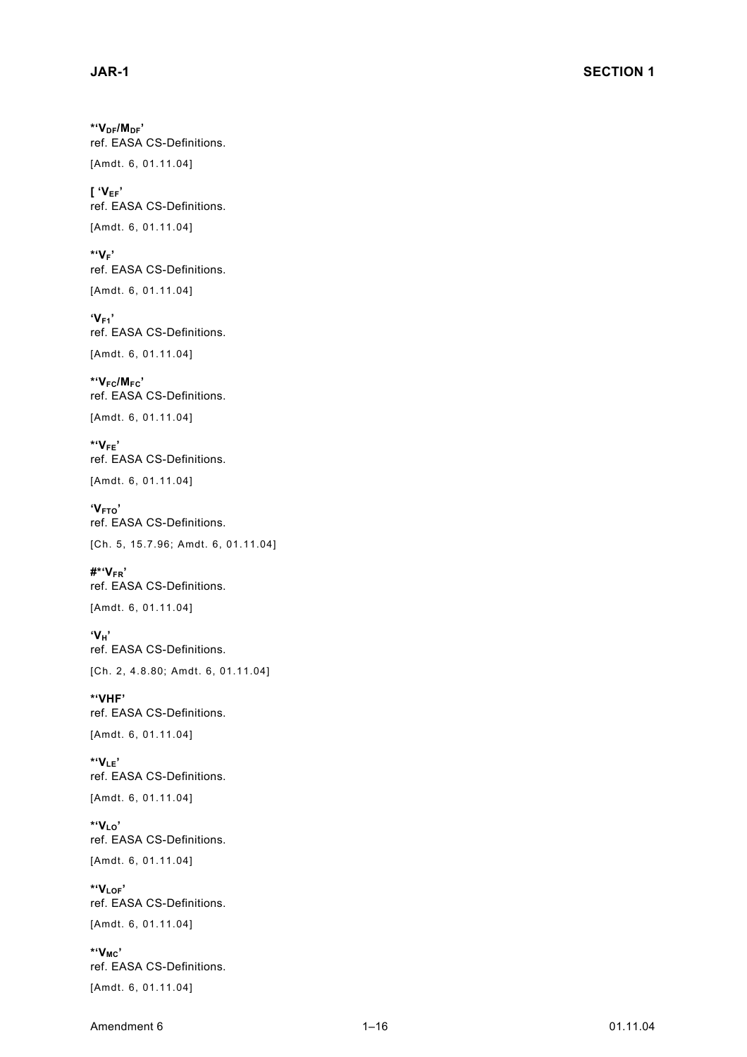**\*'$V_{DF}/M_{DF}$'**
ref. EASA CS-Definitions.

[Amdt. 6, 01.11.04]

**[ '$V_{EF}$'**
ref. EASA CS-Definitions.

[Amdt. 6, 01.11.04]

**\*'$V_F$'**
ref. EASA CS-Definitions.

[Amdt. 6, 01.11.04]

**'$V_{F1}$'**
ref. EASA CS-Definitions.

[Amdt. 6, 01.11.04]

**\*'$V_{FC}/M_{FC}$'**
ref. EASA CS-Definitions.

[Amdt. 6, 01.11.04]

**\*'$V_{FE}$'**
ref. EASA CS-Definitions.

[Amdt. 6, 01.11.04]

**'$V_{FTO}$'**
ref. EASA CS-Definitions.

[Ch. 5, 15.7.96; Amdt. 6, 01.11.04]

**#\*'$V_{FR}$'**
ref. EASA CS-Definitions.

[Amdt. 6, 01.11.04]

**'$V_H$'**
ref. EASA CS-Definitions.

[Ch. 2, 4.8.80; Amdt. 6, 01.11.04]

**\*'VHF'**
ref. EASA CS-Definitions.

[Amdt. 6, 01.11.04]

**\*'$V_{LE}$'**
ref. EASA CS-Definitions.

[Amdt. 6, 01.11.04]

**\*'$V_{LO}$'**
ref. EASA CS-Definitions.

[Amdt. 6, 01.11.04]

**\*'$V_{LOF}$'**
ref. EASA CS-Definitions.

[Amdt. 6, 01.11.04]

**\*'$V_{MC}$'**
ref. EASA CS-Definitions.

[Amdt. 6, 01.11.04]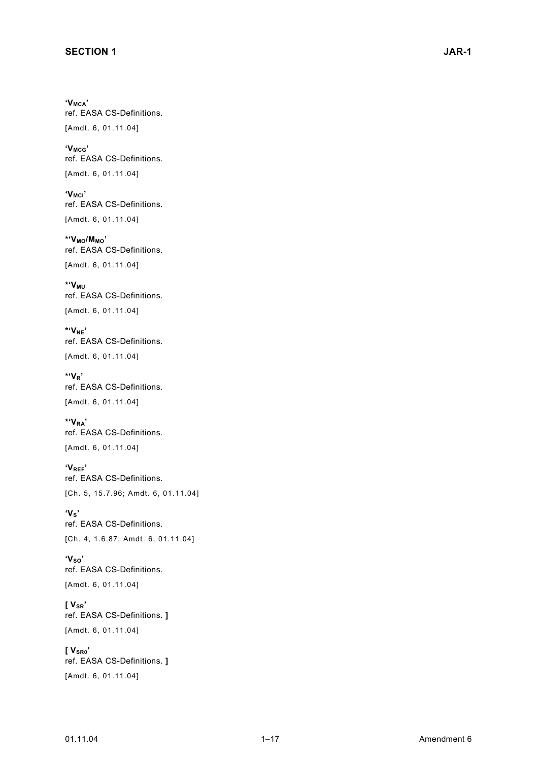**'$V_{MCA}$'**
ref. EASA CS-Definitions.

[Amdt. 6, 01.11.04]

**'$V_{MCG}$'**
ref. EASA CS-Definitions.

[Amdt. 6, 01.11.04]

**'$V_{MCI}$'**
ref. EASA CS-Definitions.

[Amdt. 6, 01.11.04]

***'$V_{MO}/M_{MO}$'**
ref. EASA CS-Definitions.

[Amdt. 6, 01.11.04]

***'$V_{MU}$**
ref. EASA CS-Definitions.

[Amdt. 6, 01.11.04]

***'$V_{NE}$'**
ref. EASA CS-Definitions.

[Amdt. 6, 01.11.04]

***'$V_{R}$'**
ref. EASA CS-Definitions.

[Amdt. 6, 01.11.04]

***'$V_{RA}$'**
ref. EASA CS-Definitions.

[Amdt. 6, 01.11.04]

**'$V_{REF}$'**
ref. EASA CS-Definitions.

[Ch. 5, 15.7.96; Amdt. 6, 01.11.04]

**'$V_{S}$'**
ref. EASA CS-Definitions.

[Ch. 4, 1.6.87; Amdt. 6, 01.11.04]

**'$V_{SO}$'**
ref. EASA CS-Definitions.

[Amdt. 6, 01.11.04]

**[ $V_{SR}$'**
ref. EASA CS-Definitions. **]**

[Amdt. 6, 01.11.04]

**[ $V_{SR0}$'**
ref. EASA CS-Definitions. **]**

[Amdt. 6, 01.11.04]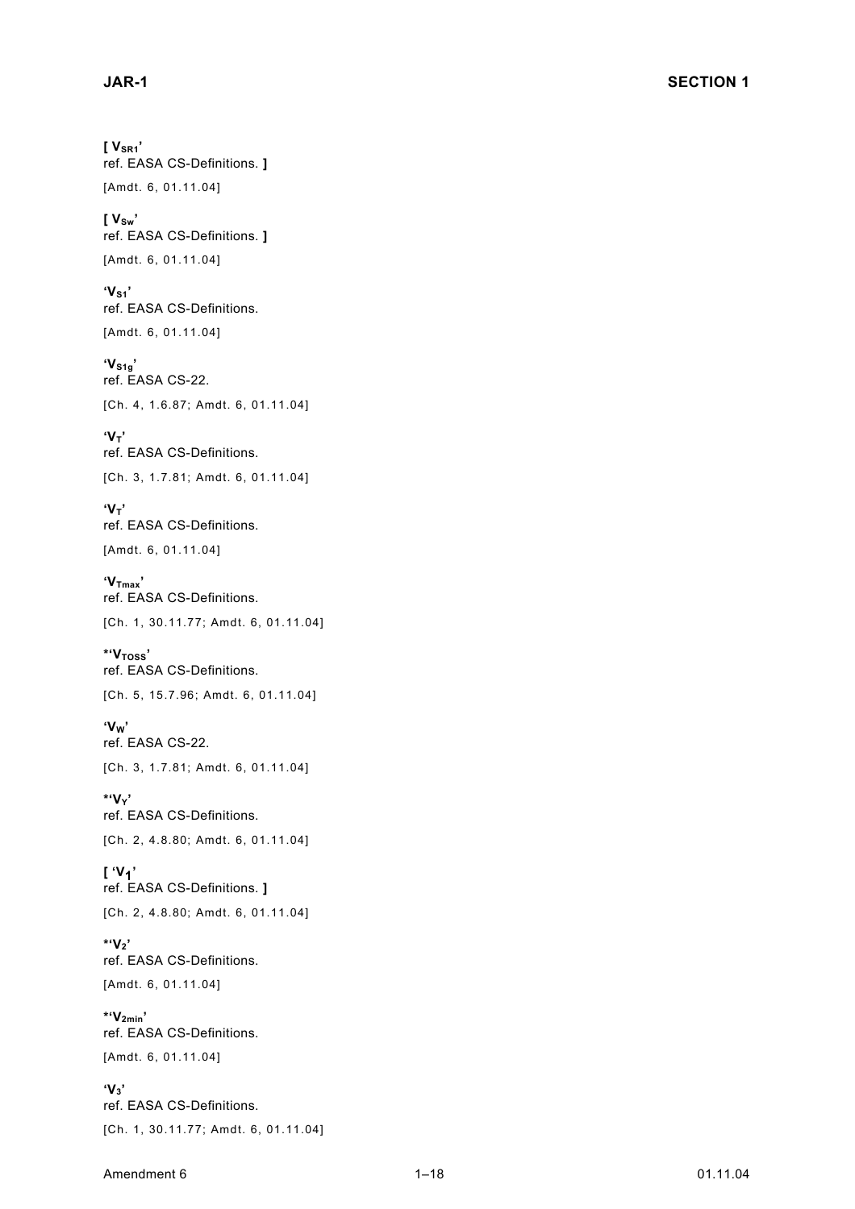**[ $V_{SR1}$'**
ref. EASA CS-Definitions. **]**

[Amdt. 6, 01.11.04]

**[ $V_{Sw}$'**
ref. EASA CS-Definitions. **]**

[Amdt. 6, 01.11.04]

**'$V_{S1}$'**
ref. EASA CS-Definitions.

[Amdt. 6, 01.11.04]

**'$V_{S1g}$'**
ref. EASA CS-22.

[Ch. 4, 1.6.87; Amdt. 6, 01.11.04]

**'$V_T$'**
ref. EASA CS-Definitions.

[Ch. 3, 1.7.81; Amdt. 6, 01.11.04]

**'$V_T$'**
ref. EASA CS-Definitions.

[Amdt. 6, 01.11.04]

**'$V_{Tmax}$'**
ref. EASA CS-Definitions.

[Ch. 1, 30.11.77; Amdt. 6, 01.11.04]

***'$V_{TOSS}$'**
ref. EASA CS-Definitions.

[Ch. 5, 15.7.96; Amdt. 6, 01.11.04]

**'$V_W$'**
ref. EASA CS-22.

[Ch. 3, 1.7.81; Amdt. 6, 01.11.04]

***'$V_Y$'**
ref. EASA CS-Definitions.

[Ch. 2, 4.8.80; Amdt. 6, 01.11.04]

**[ '$V_1$'**
ref. EASA CS-Definitions. **]**

[Ch. 2, 4.8.80; Amdt. 6, 01.11.04]

***'$V_2$'**
ref. EASA CS-Definitions.

[Amdt. 6, 01.11.04]

***'$V_{2min}$'**
ref. EASA CS-Definitions.

[Amdt. 6, 01.11.04]

**'$V_3$'**
ref. EASA CS-Definitions.

[Ch. 1, 30.11.77; Amdt. 6, 01.11.04]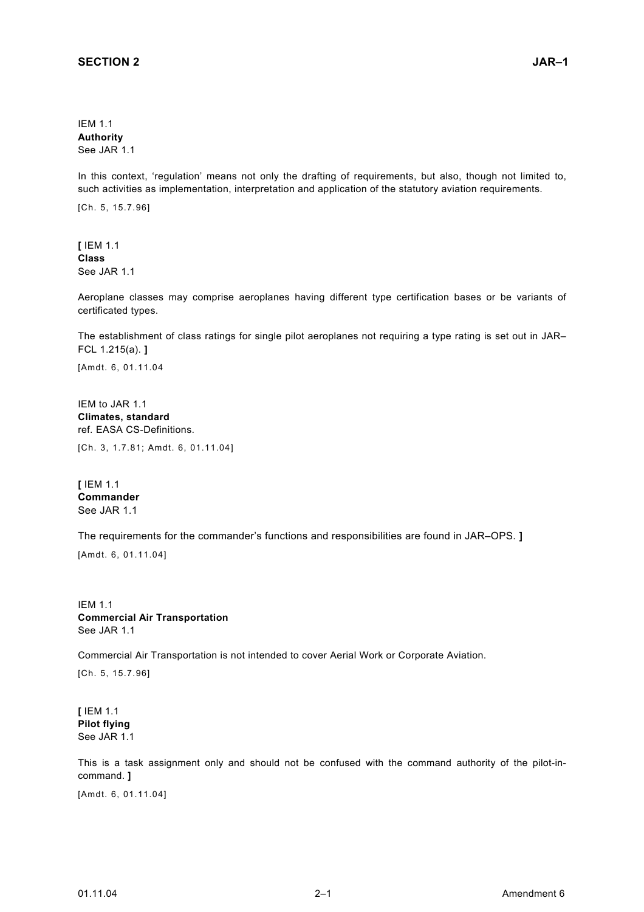IEM 1.1
**Authority**
See JAR 1.1

In this context, 'regulation' means not only the drafting of requirements, but also, though not limited to, such activities as implementation, interpretation and application of the statutory aviation requirements.

[Ch. 5, 15.7.96]

**[** IEM 1.1
**Class**
See JAR 1.1

Aeroplane classes may comprise aeroplanes having different type certification bases or be variants of certificated types.

The establishment of class ratings for single pilot aeroplanes not requiring a type rating is set out in JAR–FCL 1.215(a). **]**

[Amdt. 6, 01.11.04

IEM to JAR 1.1
**Climates, standard**
ref. EASA CS-Definitions.

[Ch. 3, 1.7.81; Amdt. 6, 01.11.04]

**[** IEM 1.1
**Commander**
See JAR 1.1

The requirements for the commander's functions and responsibilities are found in JAR–OPS. **]**

[Amdt. 6, 01.11.04]

IEM 1.1
**Commercial Air Transportation**
See JAR 1.1

Commercial Air Transportation is not intended to cover Aerial Work or Corporate Aviation.

[Ch. 5, 15.7.96]

**[** IEM 1.1
**Pilot flying**
See JAR 1.1

This is a task assignment only and should not be confused with the command authority of the pilot-in-command. **]**

[Amdt. 6, 01.11.04]